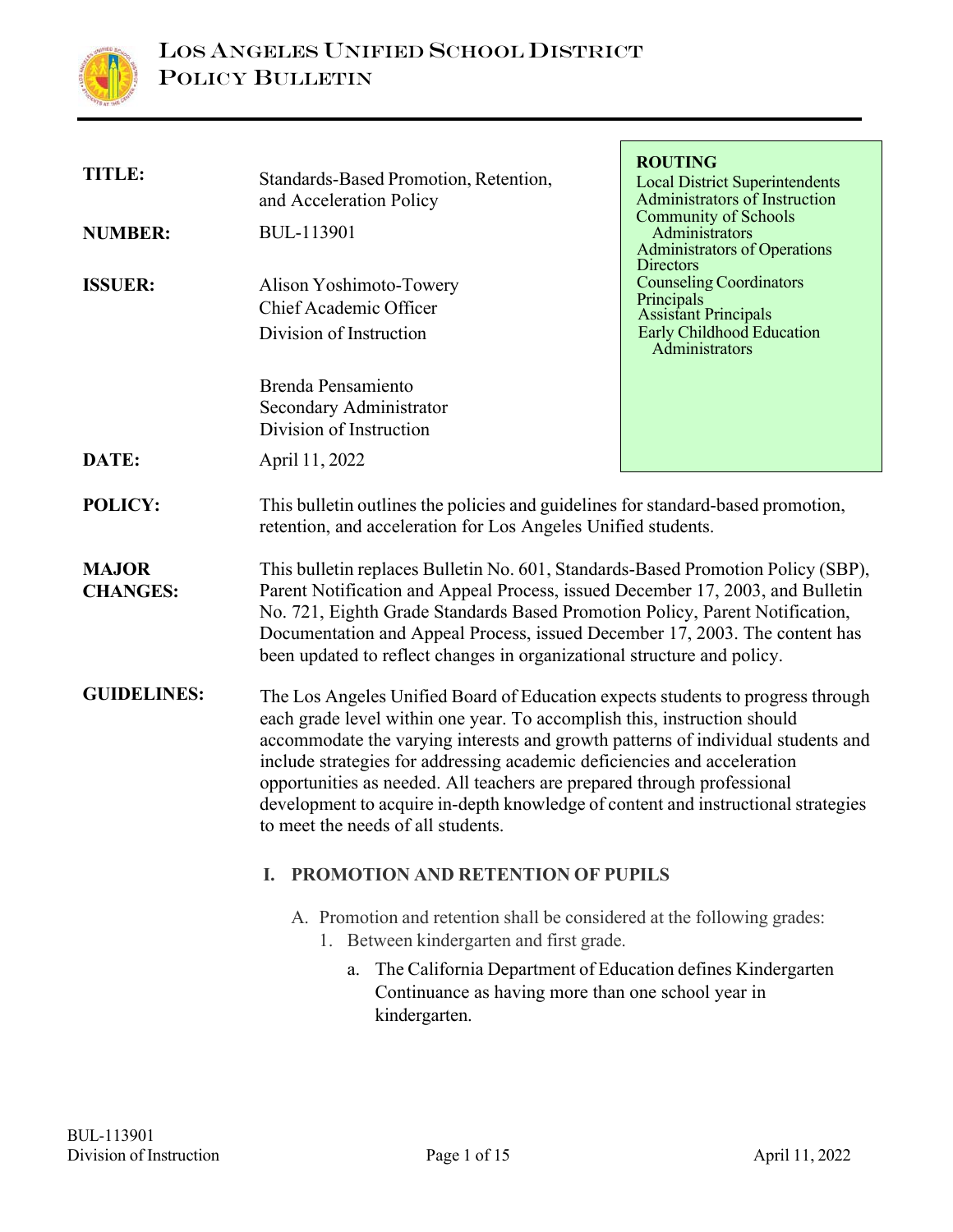# Los Angeles Unified School District
## Policy Bulletin

| | | |
|---|---|---|
| **TITLE:** | Standards-Based Promotion, Retention, and Acceleration Policy | **ROUTING**<br>Local District Superintendents<br>Administrators of Instruction<br>Community of Schools Administrators<br>Administrators of Operations<br>Directors<br>Counseling Coordinators<br>Principals<br>Assistant Principals<br>Early Childhood Education Administrators |
| **NUMBER:** | BUL-113901 | |
| **ISSUER:** | Alison Yoshimoto-Towery<br>Chief Academic Officer<br>Division of Instruction<br><br>Brenda Pensamiento<br>Secondary Administrator<br>Division of Instruction | |
| **DATE:** | April 11, 2022 | |

**POLICY:** This bulletin outlines the policies and guidelines for standard-based promotion, retention, and acceleration for Los Angeles Unified students.

**MAJOR CHANGES:** This bulletin replaces Bulletin No. 601, Standards-Based Promotion Policy (SBP), Parent Notification and Appeal Process, issued December 17, 2003, and Bulletin No. 721, Eighth Grade Standards Based Promotion Policy, Parent Notification, Documentation and Appeal Process, issued December 17, 2003. The content has been updated to reflect changes in organizational structure and policy.

**GUIDELINES:** The Los Angeles Unified Board of Education expects students to progress through each grade level within one year. To accomplish this, instruction should accommodate the varying interests and growth patterns of individual students and include strategies for addressing academic deficiencies and acceleration opportunities as needed. All teachers are prepared through professional development to acquire in-depth knowledge of content and instructional strategies to meet the needs of all students.

### I. PROMOTION AND RETENTION OF PUPILS

A. Promotion and retention shall be considered at the following grades:

1. Between kindergarten and first grade.

   a. The California Department of Education defines Kindergarten Continuance as having more than one school year in kindergarten.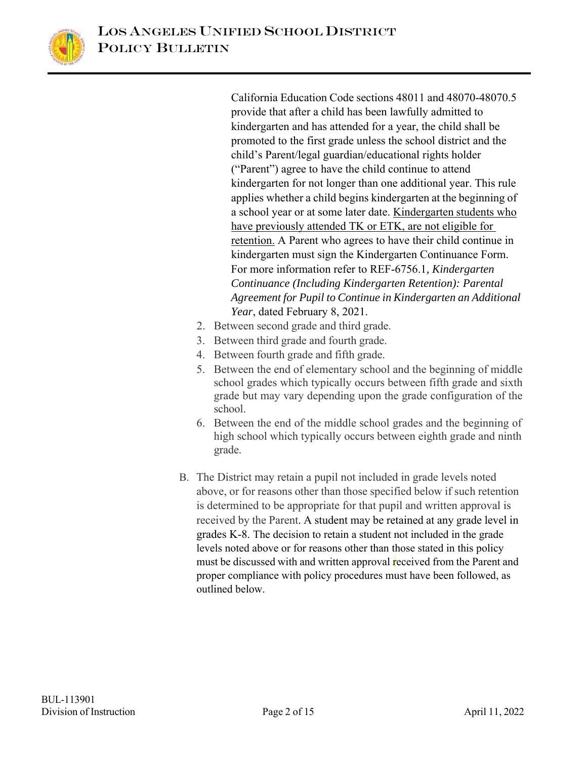California Education Code sections 48011 and 48070-48070.5 provide that after a child has been lawfully admitted to kindergarten and has attended for a year, the child shall be promoted to the first grade unless the school district and the child's Parent/legal guardian/educational rights holder ("Parent") agree to have the child continue to attend kindergarten for not longer than one additional year. This rule applies whether a child begins kindergarten at the beginning of a school year or at some later date. Kindergarten students who have previously attended TK or ETK, are not eligible for retention. A Parent who agrees to have their child continue in kindergarten must sign the Kindergarten Continuance Form. For more information refer to REF-6756.1, *Kindergarten Continuance (Including Kindergarten Retention): Parental Agreement for Pupil to Continue in Kindergarten an Additional Year*, dated February 8, 2021.

2. Between second grade and third grade.
3. Between third grade and fourth grade.
4. Between fourth grade and fifth grade.
5. Between the end of elementary school and the beginning of middle school grades which typically occurs between fifth grade and sixth grade but may vary depending upon the grade configuration of the school.
6. Between the end of the middle school grades and the beginning of high school which typically occurs between eighth grade and ninth grade.

B. The District may retain a pupil not included in grade levels noted above, or for reasons other than those specified below if such retention is determined to be appropriate for that pupil and written approval is received by the Parent. A student may be retained at any grade level in grades K-8. The decision to retain a student not included in the grade levels noted above or for reasons other than those stated in this policy must be discussed with and written approval received from the Parent and proper compliance with policy procedures must have been followed, as outlined below.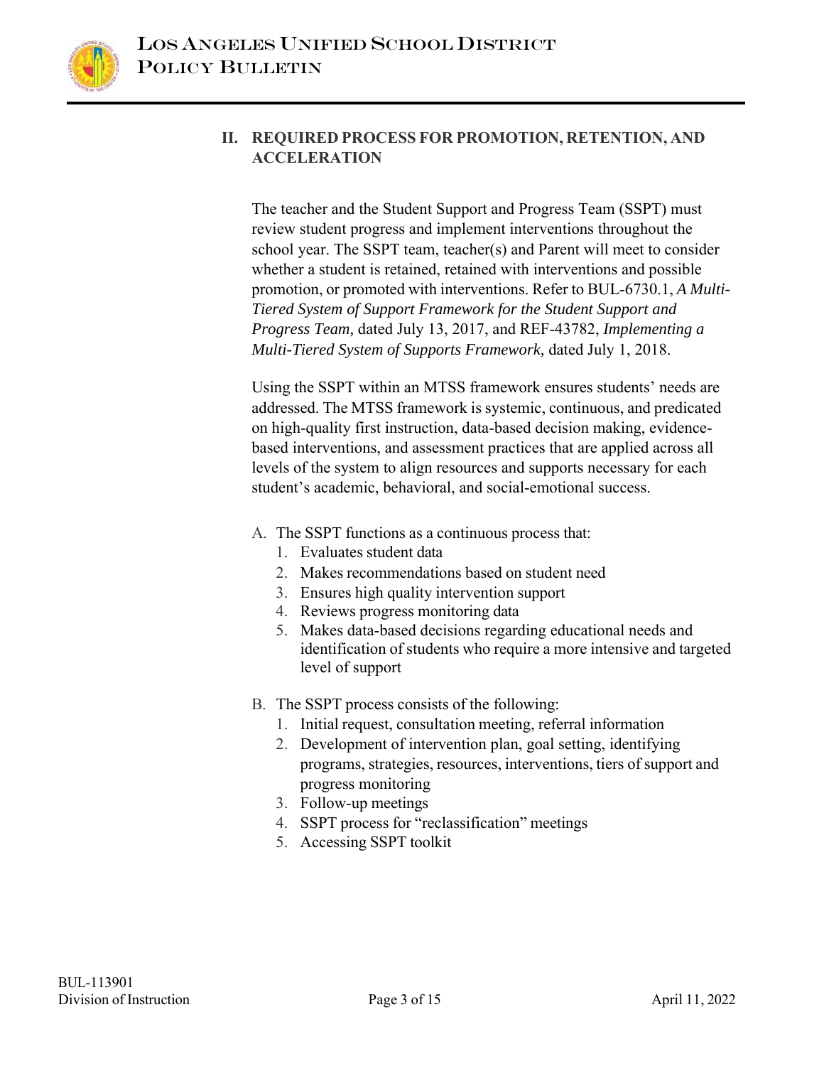## II. REQUIRED PROCESS FOR PROMOTION, RETENTION, AND ACCELERATION

The teacher and the Student Support and Progress Team (SSPT) must review student progress and implement interventions throughout the school year. The SSPT team, teacher(s) and Parent will meet to consider whether a student is retained, retained with interventions and possible promotion, or promoted with interventions. Refer to BUL-6730.1, *A Multi-Tiered System of Support Framework for the Student Support and Progress Team,* dated July 13, 2017, and REF-43782, *Implementing a Multi-Tiered System of Supports Framework,* dated July 1, 2018.

Using the SSPT within an MTSS framework ensures students' needs are addressed. The MTSS framework is systemic, continuous, and predicated on high-quality first instruction, data-based decision making, evidence-based interventions, and assessment practices that are applied across all levels of the system to align resources and supports necessary for each student's academic, behavioral, and social-emotional success.

A. The SSPT functions as a continuous process that:
   1. Evaluates student data
   2. Makes recommendations based on student need
   3. Ensures high quality intervention support
   4. Reviews progress monitoring data
   5. Makes data-based decisions regarding educational needs and identification of students who require a more intensive and targeted level of support

B. The SSPT process consists of the following:
   1. Initial request, consultation meeting, referral information
   2. Development of intervention plan, goal setting, identifying programs, strategies, resources, interventions, tiers of support and progress monitoring
   3. Follow-up meetings
   4. SSPT process for "reclassification" meetings
   5. Accessing SSPT toolkit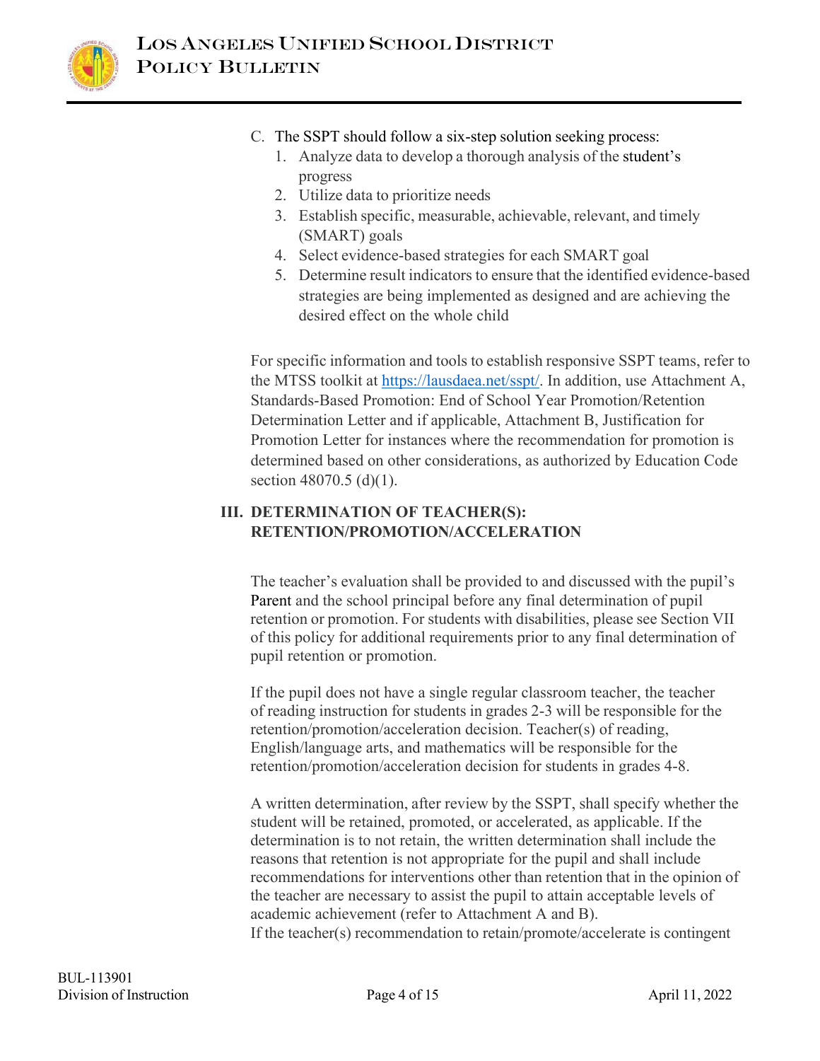C. The SSPT should follow a six-step solution seeking process:

1. Analyze data to develop a thorough analysis of the student's progress
2. Utilize data to prioritize needs
3. Establish specific, measurable, achievable, relevant, and timely (SMART) goals
4. Select evidence-based strategies for each SMART goal
5. Determine result indicators to ensure that the identified evidence-based strategies are being implemented as designed and are achieving the desired effect on the whole child

For specific information and tools to establish responsive SSPT teams, refer to the MTSS toolkit at https://lausdaea.net/sspt/. In addition, use Attachment A, Standards-Based Promotion: End of School Year Promotion/Retention Determination Letter and if applicable, Attachment B, Justification for Promotion Letter for instances where the recommendation for promotion is determined based on other considerations, as authorized by Education Code section 48070.5 (d)(1).

## III. DETERMINATION OF TEACHER(S): RETENTION/PROMOTION/ACCELERATION

The teacher's evaluation shall be provided to and discussed with the pupil's Parent and the school principal before any final determination of pupil retention or promotion. For students with disabilities, please see Section VII of this policy for additional requirements prior to any final determination of pupil retention or promotion.

If the pupil does not have a single regular classroom teacher, the teacher of reading instruction for students in grades 2-3 will be responsible for the retention/promotion/acceleration decision. Teacher(s) of reading, English/language arts, and mathematics will be responsible for the retention/promotion/acceleration decision for students in grades 4-8.

A written determination, after review by the SSPT, shall specify whether the student will be retained, promoted, or accelerated, as applicable. If the determination is to not retain, the written determination shall include the reasons that retention is not appropriate for the pupil and shall include recommendations for interventions other than retention that in the opinion of the teacher are necessary to assist the pupil to attain acceptable levels of academic achievement (refer to Attachment A and B).
If the teacher(s) recommendation to retain/promote/accelerate is contingent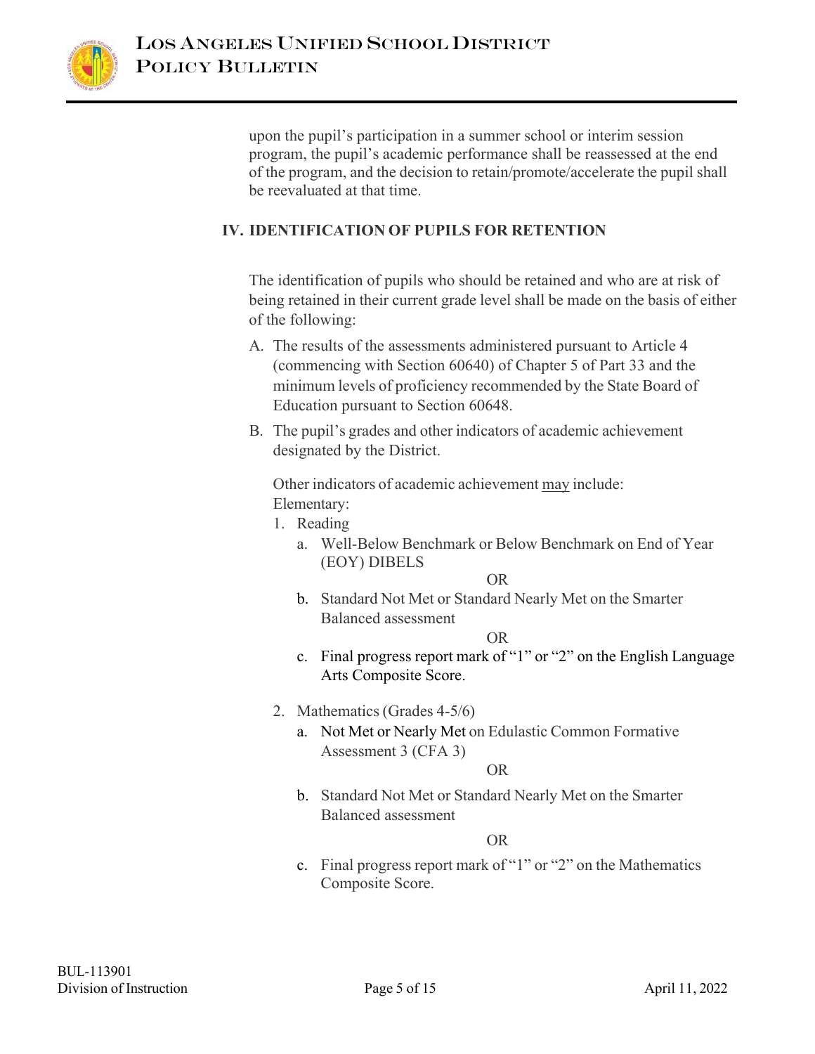upon the pupil's participation in a summer school or interim session program, the pupil's academic performance shall be reassessed at the end of the program, and the decision to retain/promote/accelerate the pupil shall be reevaluated at that time.

## IV. IDENTIFICATION OF PUPILS FOR RETENTION

The identification of pupils who should be retained and who are at risk of being retained in their current grade level shall be made on the basis of either of the following:

A. The results of the assessments administered pursuant to Article 4 (commencing with Section 60640) of Chapter 5 of Part 33 and the minimum levels of proficiency recommended by the State Board of Education pursuant to Section 60648.

B. The pupil's grades and other indicators of academic achievement designated by the District.

Other indicators of academic achievement <u>may</u> include:
Elementary:

1. Reading
   a. Well-Below Benchmark or Below Benchmark on End of Year (EOY) DIBELS

      OR

   b. Standard Not Met or Standard Nearly Met on the Smarter Balanced assessment

      OR

   c. Final progress report mark of "1" or "2" on the English Language Arts Composite Score.

2. Mathematics (Grades 4-5/6)
   a. Not Met or Nearly Met on Edulastic Common Formative Assessment 3 (CFA 3)

      OR

   b. Standard Not Met or Standard Nearly Met on the Smarter Balanced assessment

      OR

   c. Final progress report mark of "1" or "2" on the Mathematics Composite Score.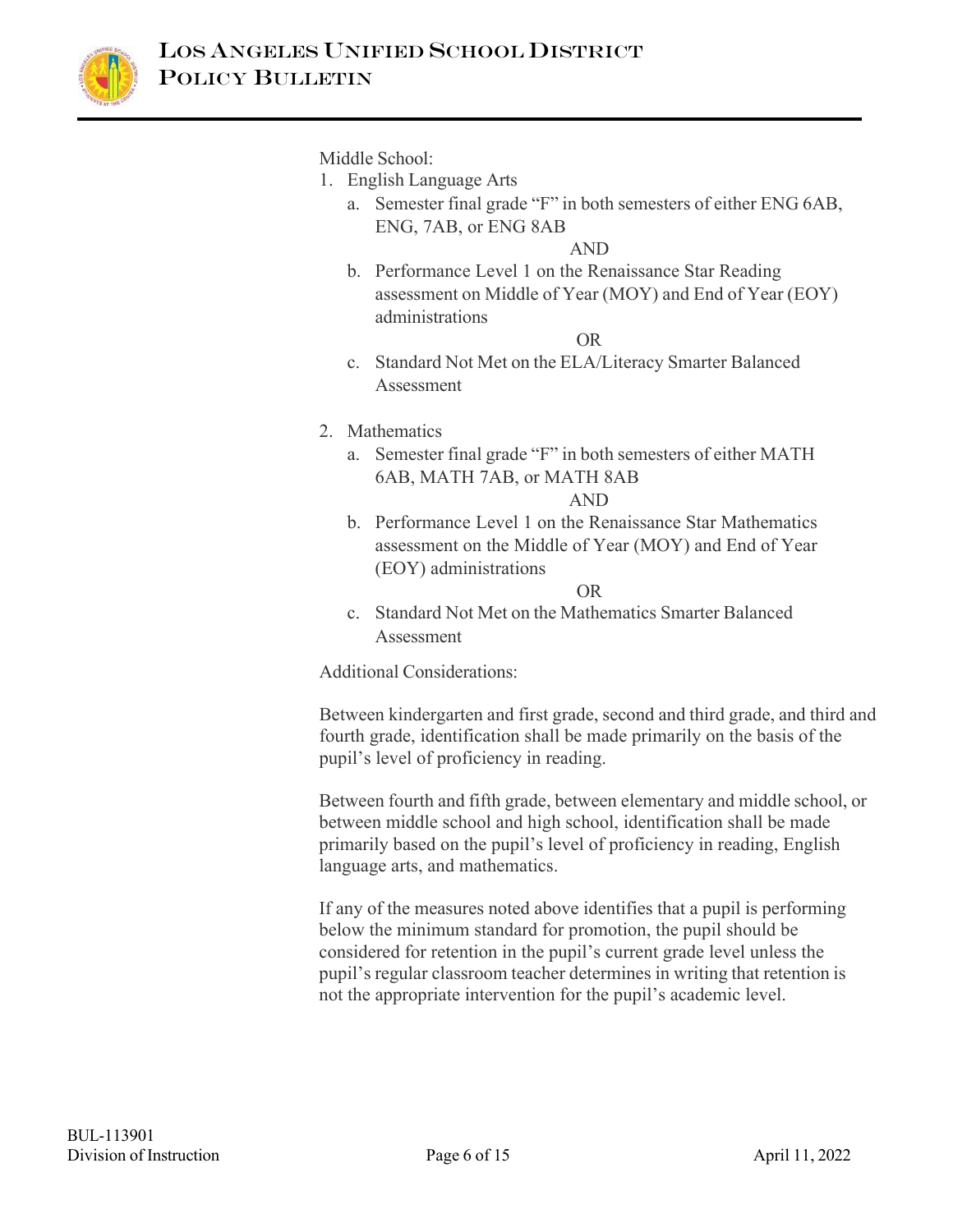Middle School:

1. English Language Arts
   a. Semester final grade "F" in both semesters of either ENG 6AB, ENG, 7AB, or ENG 8AB

   AND

   b. Performance Level 1 on the Renaissance Star Reading assessment on Middle of Year (MOY) and End of Year (EOY) administrations

   OR

   c. Standard Not Met on the ELA/Literacy Smarter Balanced Assessment

2. Mathematics
   a. Semester final grade "F" in both semesters of either MATH 6AB, MATH 7AB, or MATH 8AB

   AND

   b. Performance Level 1 on the Renaissance Star Mathematics assessment on the Middle of Year (MOY) and End of Year (EOY) administrations

   OR

   c. Standard Not Met on the Mathematics Smarter Balanced Assessment

Additional Considerations:

Between kindergarten and first grade, second and third grade, and third and fourth grade, identification shall be made primarily on the basis of the pupil's level of proficiency in reading.

Between fourth and fifth grade, between elementary and middle school, or between middle school and high school, identification shall be made primarily based on the pupil's level of proficiency in reading, English language arts, and mathematics.

If any of the measures noted above identifies that a pupil is performing below the minimum standard for promotion, the pupil should be considered for retention in the pupil's current grade level unless the pupil's regular classroom teacher determines in writing that retention is not the appropriate intervention for the pupil's academic level.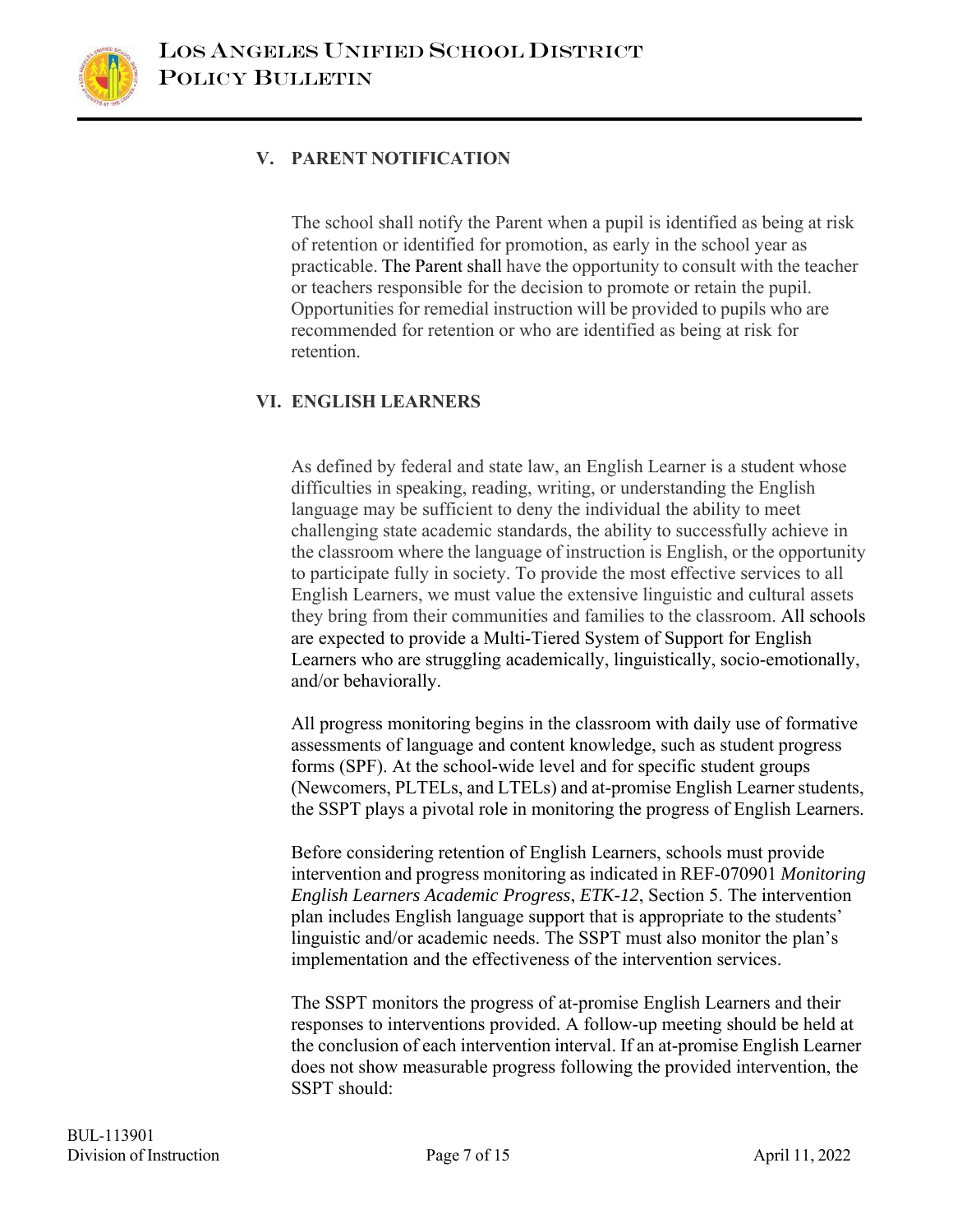## V. PARENT NOTIFICATION

The school shall notify the Parent when a pupil is identified as being at risk of retention or identified for promotion, as early in the school year as practicable. The Parent shall have the opportunity to consult with the teacher or teachers responsible for the decision to promote or retain the pupil. Opportunities for remedial instruction will be provided to pupils who are recommended for retention or who are identified as being at risk for retention.

## VI. ENGLISH LEARNERS

As defined by federal and state law, an English Learner is a student whose difficulties in speaking, reading, writing, or understanding the English language may be sufficient to deny the individual the ability to meet challenging state academic standards, the ability to successfully achieve in the classroom where the language of instruction is English, or the opportunity to participate fully in society. To provide the most effective services to all English Learners, we must value the extensive linguistic and cultural assets they bring from their communities and families to the classroom. All schools are expected to provide a Multi-Tiered System of Support for English Learners who are struggling academically, linguistically, socio-emotionally, and/or behaviorally.

All progress monitoring begins in the classroom with daily use of formative assessments of language and content knowledge, such as student progress forms (SPF). At the school-wide level and for specific student groups (Newcomers, PLTELs, and LTELs) and at-promise English Learner students, the SSPT plays a pivotal role in monitoring the progress of English Learners.

Before considering retention of English Learners, schools must provide intervention and progress monitoring as indicated in REF-070901 *Monitoring English Learners Academic Progress*, *ETK-12*, Section 5. The intervention plan includes English language support that is appropriate to the students' linguistic and/or academic needs. The SSPT must also monitor the plan's implementation and the effectiveness of the intervention services.

The SSPT monitors the progress of at-promise English Learners and their responses to interventions provided. A follow-up meeting should be held at the conclusion of each intervention interval. If an at-promise English Learner does not show measurable progress following the provided intervention, the SSPT should: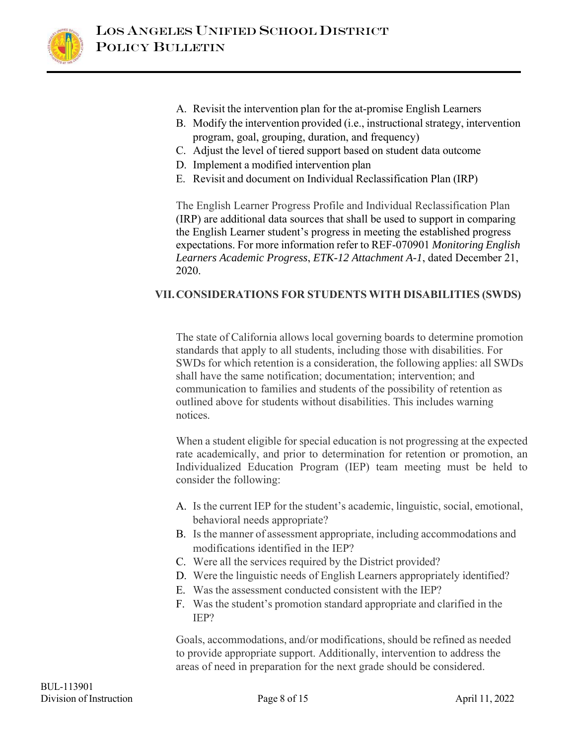A. Revisit the intervention plan for the at-promise English Learners
B. Modify the intervention provided (i.e., instructional strategy, intervention program, goal, grouping, duration, and frequency)
C. Adjust the level of tiered support based on student data outcome
D. Implement a modified intervention plan
E. Revisit and document on Individual Reclassification Plan (IRP)

The English Learner Progress Profile and Individual Reclassification Plan (IRP) are additional data sources that shall be used to support in comparing the English Learner student's progress in meeting the established progress expectations. For more information refer to REF-070901 *Monitoring English Learners Academic Progress*, *ETK-12 Attachment A-1*, dated December 21, 2020.

## VII. CONSIDERATIONS FOR STUDENTS WITH DISABILITIES (SWDS)

The state of California allows local governing boards to determine promotion standards that apply to all students, including those with disabilities. For SWDs for which retention is a consideration, the following applies: all SWDs shall have the same notification; documentation; intervention; and communication to families and students of the possibility of retention as outlined above for students without disabilities. This includes warning notices.

When a student eligible for special education is not progressing at the expected rate academically, and prior to determination for retention or promotion, an Individualized Education Program (IEP) team meeting must be held to consider the following:

A. Is the current IEP for the student's academic, linguistic, social, emotional, behavioral needs appropriate?
B. Is the manner of assessment appropriate, including accommodations and modifications identified in the IEP?
C. Were all the services required by the District provided?
D. Were the linguistic needs of English Learners appropriately identified?
E. Was the assessment conducted consistent with the IEP?
F. Was the student's promotion standard appropriate and clarified in the IEP?

Goals, accommodations, and/or modifications, should be refined as needed to provide appropriate support. Additionally, intervention to address the areas of need in preparation for the next grade should be considered.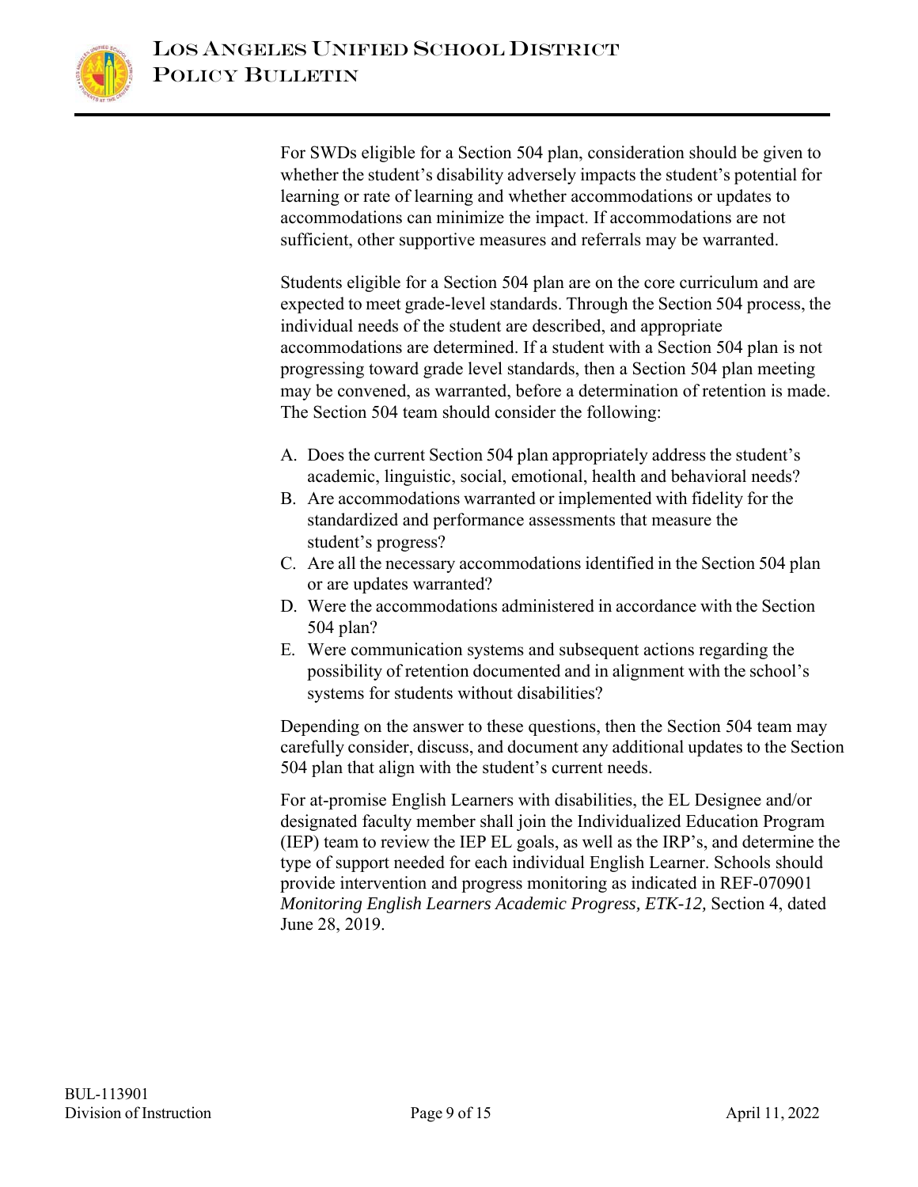For SWDs eligible for a Section 504 plan, consideration should be given to whether the student's disability adversely impacts the student's potential for learning or rate of learning and whether accommodations or updates to accommodations can minimize the impact. If accommodations are not sufficient, other supportive measures and referrals may be warranted.

Students eligible for a Section 504 plan are on the core curriculum and are expected to meet grade-level standards. Through the Section 504 process, the individual needs of the student are described, and appropriate accommodations are determined. If a student with a Section 504 plan is not progressing toward grade level standards, then a Section 504 plan meeting may be convened, as warranted, before a determination of retention is made. The Section 504 team should consider the following:

A. Does the current Section 504 plan appropriately address the student's academic, linguistic, social, emotional, health and behavioral needs?
B. Are accommodations warranted or implemented with fidelity for the standardized and performance assessments that measure the student's progress?
C. Are all the necessary accommodations identified in the Section 504 plan or are updates warranted?
D. Were the accommodations administered in accordance with the Section 504 plan?
E. Were communication systems and subsequent actions regarding the possibility of retention documented and in alignment with the school's systems for students without disabilities?

Depending on the answer to these questions, then the Section 504 team may carefully consider, discuss, and document any additional updates to the Section 504 plan that align with the student's current needs.

For at-promise English Learners with disabilities, the EL Designee and/or designated faculty member shall join the Individualized Education Program (IEP) team to review the IEP EL goals, as well as the IRP's, and determine the type of support needed for each individual English Learner. Schools should provide intervention and progress monitoring as indicated in REF-070901 *Monitoring English Learners Academic Progress, ETK-12,* Section 4, dated June 28, 2019.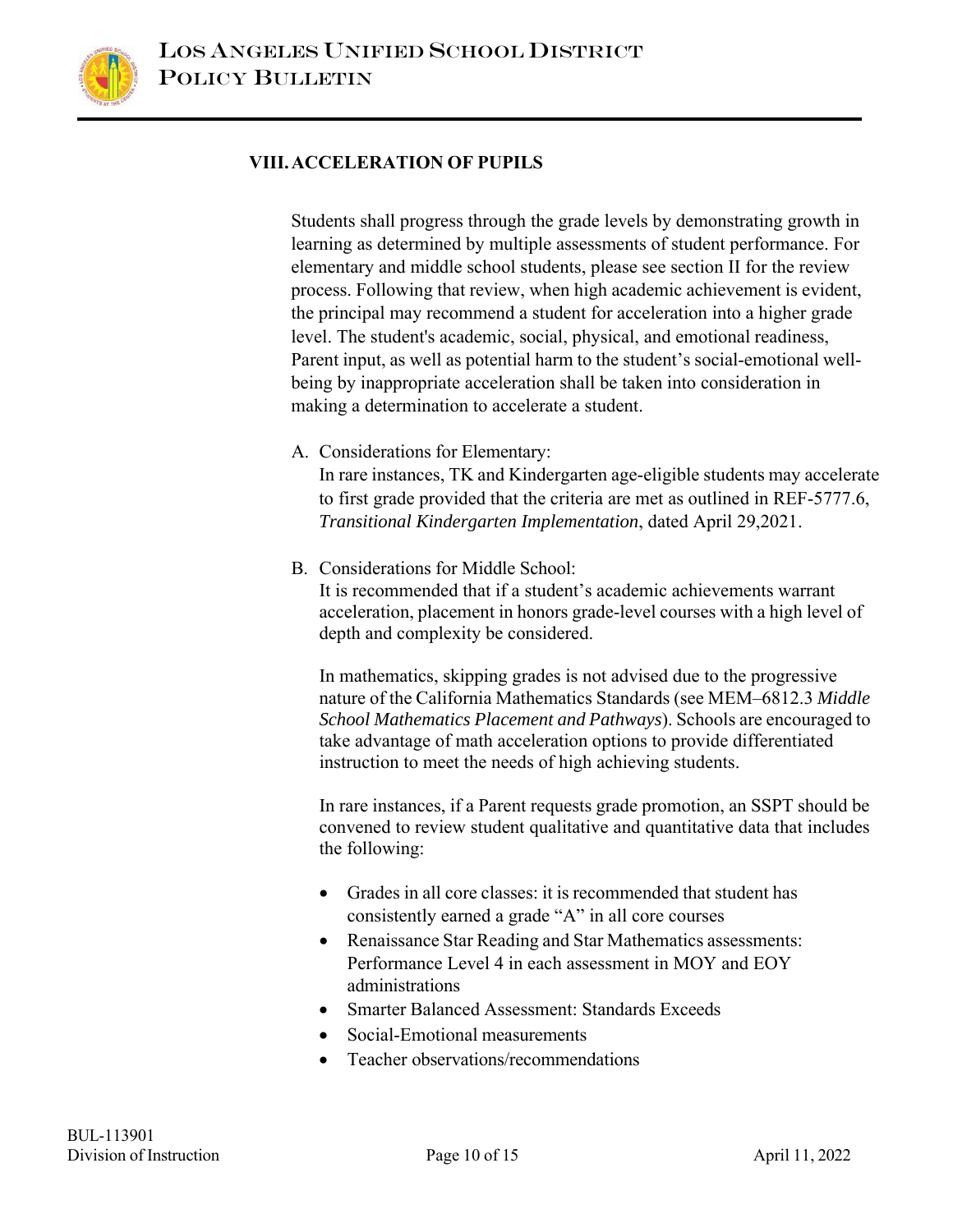## VIII. ACCELERATION OF PUPILS

Students shall progress through the grade levels by demonstrating growth in learning as determined by multiple assessments of student performance. For elementary and middle school students, please see section II for the review process. Following that review, when high academic achievement is evident, the principal may recommend a student for acceleration into a higher grade level. The student's academic, social, physical, and emotional readiness, Parent input, as well as potential harm to the student's social-emotional well-being by inappropriate acceleration shall be taken into consideration in making a determination to accelerate a student.

A. Considerations for Elementary:
   In rare instances, TK and Kindergarten age-eligible students may accelerate to first grade provided that the criteria are met as outlined in REF-5777.6, *Transitional Kindergarten Implementation*, dated April 29,2021.

B. Considerations for Middle School:
   It is recommended that if a student's academic achievements warrant acceleration, placement in honors grade-level courses with a high level of depth and complexity be considered.

   In mathematics, skipping grades is not advised due to the progressive nature of the California Mathematics Standards (see MEM–6812.3 *Middle School Mathematics Placement and Pathways*). Schools are encouraged to take advantage of math acceleration options to provide differentiated instruction to meet the needs of high achieving students.

   In rare instances, if a Parent requests grade promotion, an SSPT should be convened to review student qualitative and quantitative data that includes the following:

   - Grades in all core classes: it is recommended that student has consistently earned a grade "A" in all core courses
   - Renaissance Star Reading and Star Mathematics assessments: Performance Level 4 in each assessment in MOY and EOY administrations
   - Smarter Balanced Assessment: Standards Exceeds
   - Social-Emotional measurements
   - Teacher observations/recommendations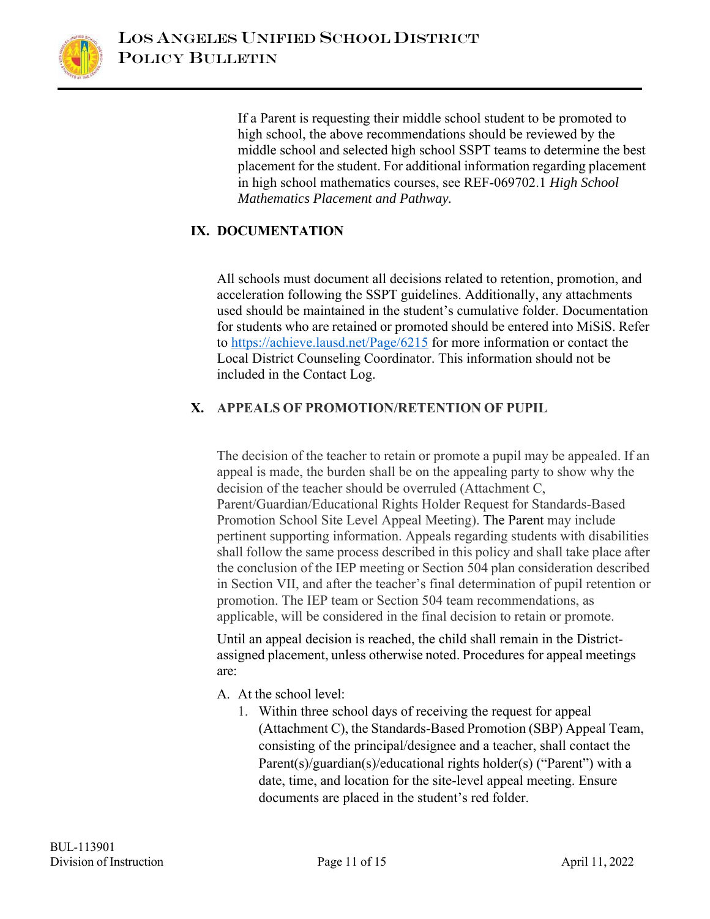If a Parent is requesting their middle school student to be promoted to high school, the above recommendations should be reviewed by the middle school and selected high school SSPT teams to determine the best placement for the student. For additional information regarding placement in high school mathematics courses, see REF-069702.1 *High School Mathematics Placement and Pathway.*

## IX. DOCUMENTATION

All schools must document all decisions related to retention, promotion, and acceleration following the SSPT guidelines. Additionally, any attachments used should be maintained in the student's cumulative folder. Documentation for students who are retained or promoted should be entered into MiSiS. Refer to https://achieve.lausd.net/Page/6215 for more information or contact the Local District Counseling Coordinator. This information should not be included in the Contact Log.

## X. APPEALS OF PROMOTION/RETENTION OF PUPIL

The decision of the teacher to retain or promote a pupil may be appealed. If an appeal is made, the burden shall be on the appealing party to show why the decision of the teacher should be overruled (Attachment C, Parent/Guardian/Educational Rights Holder Request for Standards-Based Promotion School Site Level Appeal Meeting). The Parent may include pertinent supporting information. Appeals regarding students with disabilities shall follow the same process described in this policy and shall take place after the conclusion of the IEP meeting or Section 504 plan consideration described in Section VII, and after the teacher's final determination of pupil retention or promotion. The IEP team or Section 504 team recommendations, as applicable, will be considered in the final decision to retain or promote.

Until an appeal decision is reached, the child shall remain in the District-assigned placement, unless otherwise noted. Procedures for appeal meetings are:

A. At the school level:

1. Within three school days of receiving the request for appeal (Attachment C), the Standards-Based Promotion (SBP) Appeal Team, consisting of the principal/designee and a teacher, shall contact the Parent(s)/guardian(s)/educational rights holder(s) ("Parent") with a date, time, and location for the site-level appeal meeting. Ensure documents are placed in the student's red folder.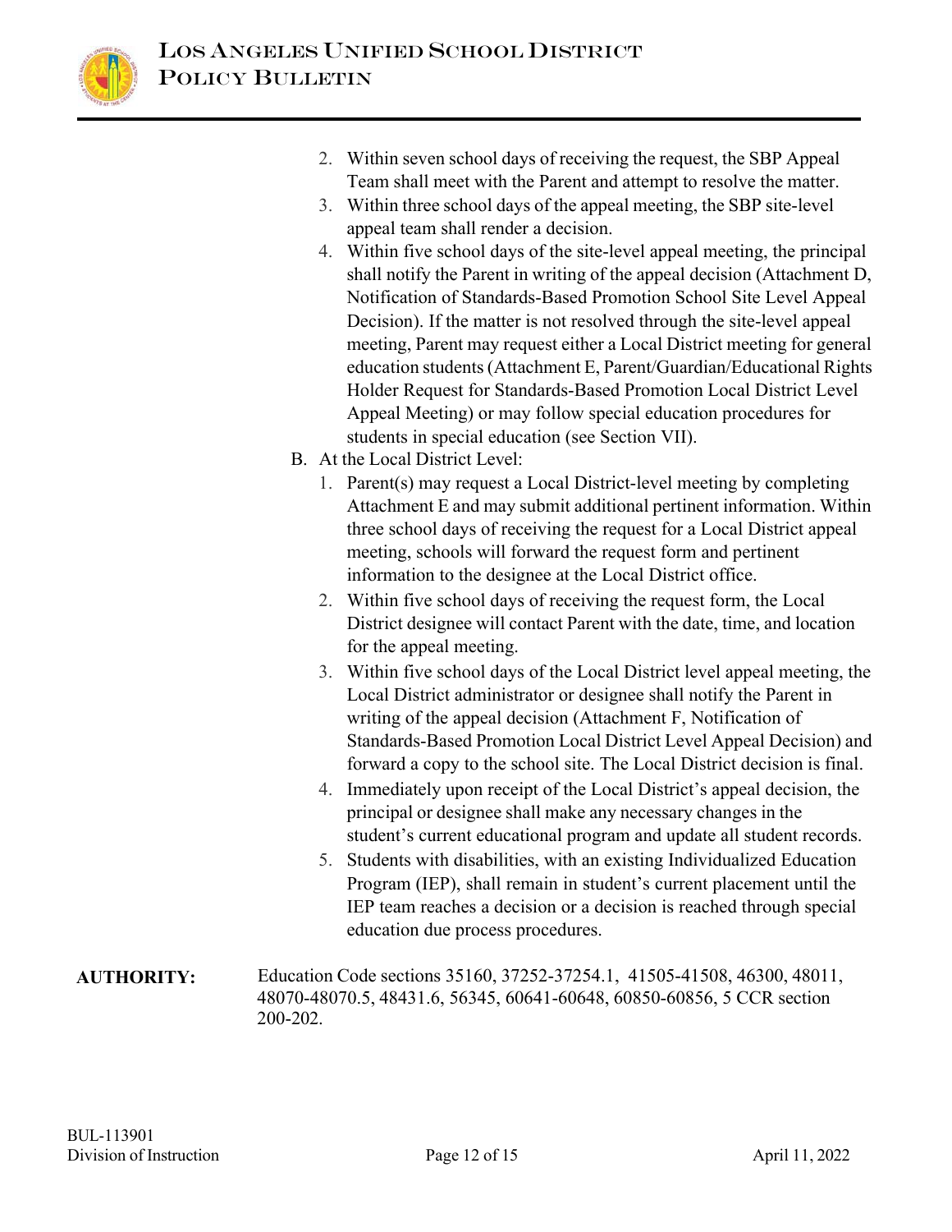2. Within seven school days of receiving the request, the SBP Appeal Team shall meet with the Parent and attempt to resolve the matter.
3. Within three school days of the appeal meeting, the SBP site-level appeal team shall render a decision.
4. Within five school days of the site-level appeal meeting, the principal shall notify the Parent in writing of the appeal decision (Attachment D, Notification of Standards-Based Promotion School Site Level Appeal Decision). If the matter is not resolved through the site-level appeal meeting, Parent may request either a Local District meeting for general education students (Attachment E, Parent/Guardian/Educational Rights Holder Request for Standards-Based Promotion Local District Level Appeal Meeting) or may follow special education procedures for students in special education (see Section VII).

B. At the Local District Level:

1. Parent(s) may request a Local District-level meeting by completing Attachment E and may submit additional pertinent information. Within three school days of receiving the request for a Local District appeal meeting, schools will forward the request form and pertinent information to the designee at the Local District office.
2. Within five school days of receiving the request form, the Local District designee will contact Parent with the date, time, and location for the appeal meeting.
3. Within five school days of the Local District level appeal meeting, the Local District administrator or designee shall notify the Parent in writing of the appeal decision (Attachment F, Notification of Standards-Based Promotion Local District Level Appeal Decision) and forward a copy to the school site. The Local District decision is final.
4. Immediately upon receipt of the Local District's appeal decision, the principal or designee shall make any necessary changes in the student's current educational program and update all student records.
5. Students with disabilities, with an existing Individualized Education Program (IEP), shall remain in student's current placement until the IEP team reaches a decision or a decision is reached through special education due process procedures.

**AUTHORITY:** Education Code sections 35160, 37252-37254.1, 41505-41508, 46300, 48011, 48070-48070.5, 48431.6, 56345, 60641-60648, 60850-60856, 5 CCR section 200-202.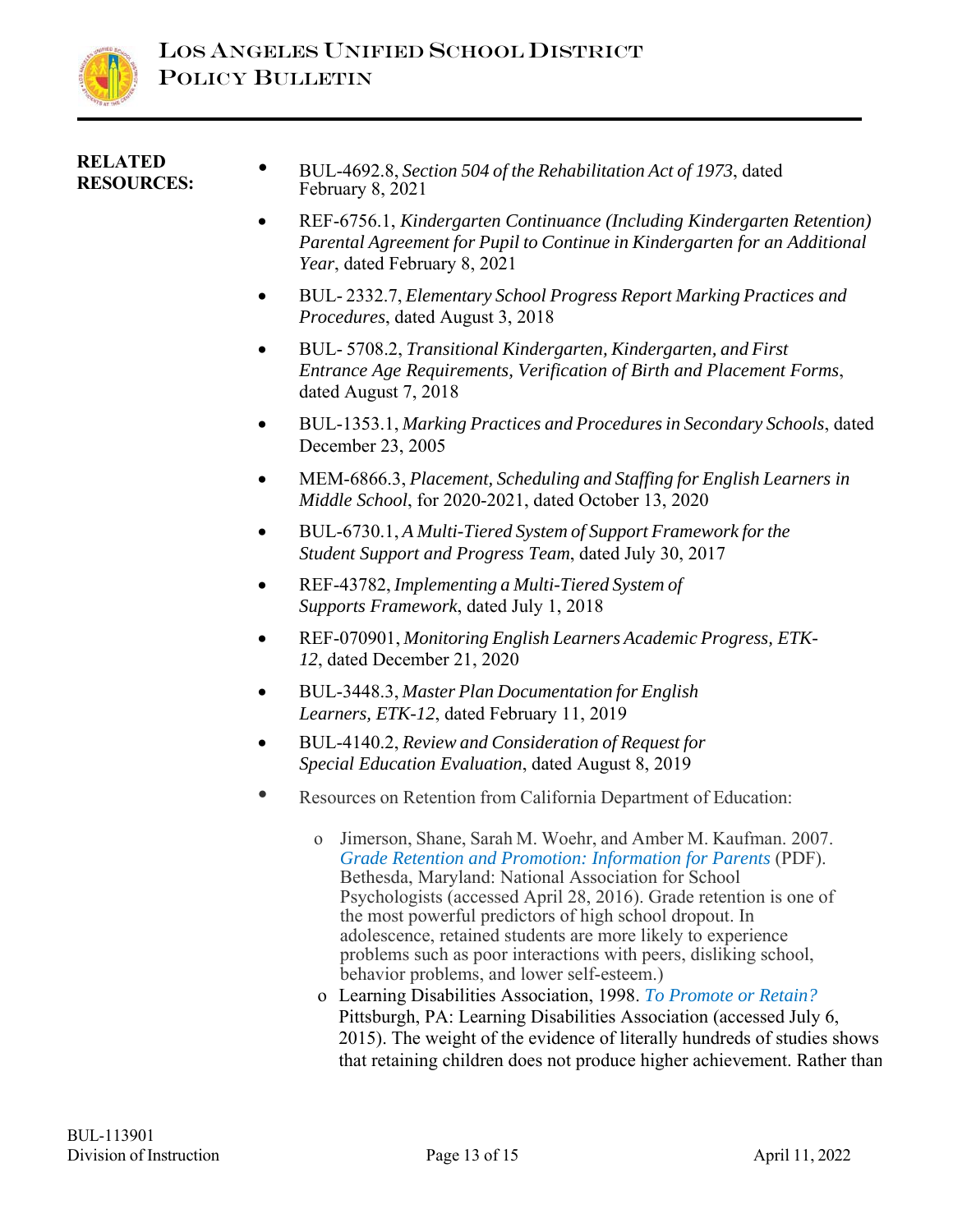**RELATED RESOURCES:**

- BUL-4692.8, *Section 504 of the Rehabilitation Act of 1973*, dated February 8, 2021
- REF-6756.1, *Kindergarten Continuance (Including Kindergarten Retention) Parental Agreement for Pupil to Continue in Kindergarten for an Additional Year*, dated February 8, 2021
- BUL- 2332.7, *Elementary School Progress Report Marking Practices and Procedures*, dated August 3, 2018
- BUL- 5708.2, *Transitional Kindergarten, Kindergarten, and First Entrance Age Requirements, Verification of Birth and Placement Forms*, dated August 7, 2018
- BUL-1353.1, *Marking Practices and Procedures in Secondary Schools*, dated December 23, 2005
- MEM-6866.3, *Placement, Scheduling and Staffing for English Learners in Middle School*, for 2020-2021, dated October 13, 2020
- BUL-6730.1, *A Multi-Tiered System of Support Framework for the Student Support and Progress Team*, dated July 30, 2017
- REF-43782, *Implementing a Multi-Tiered System of Supports Framework*, dated July 1, 2018
- REF-070901, *Monitoring English Learners Academic Progress, ETK-12*, dated December 21, 2020
- BUL-3448.3, *Master Plan Documentation for English Learners, ETK-12*, dated February 11, 2019
- BUL-4140.2, *Review and Consideration of Request for Special Education Evaluation*, dated August 8, 2019
- Resources on Retention from California Department of Education:
  - Jimerson, Shane, Sarah M. Woehr, and Amber M. Kaufman. 2007. *Grade Retention and Promotion: Information for Parents* (PDF). Bethesda, Maryland: National Association for School Psychologists (accessed April 28, 2016). Grade retention is one of the most powerful predictors of high school dropout. In adolescence, retained students are more likely to experience problems such as poor interactions with peers, disliking school, behavior problems, and lower self-esteem.)
  - Learning Disabilities Association, 1998. *To Promote or Retain?* Pittsburgh, PA: Learning Disabilities Association (accessed July 6, 2015). The weight of the evidence of literally hundreds of studies shows that retaining children does not produce higher achievement. Rather than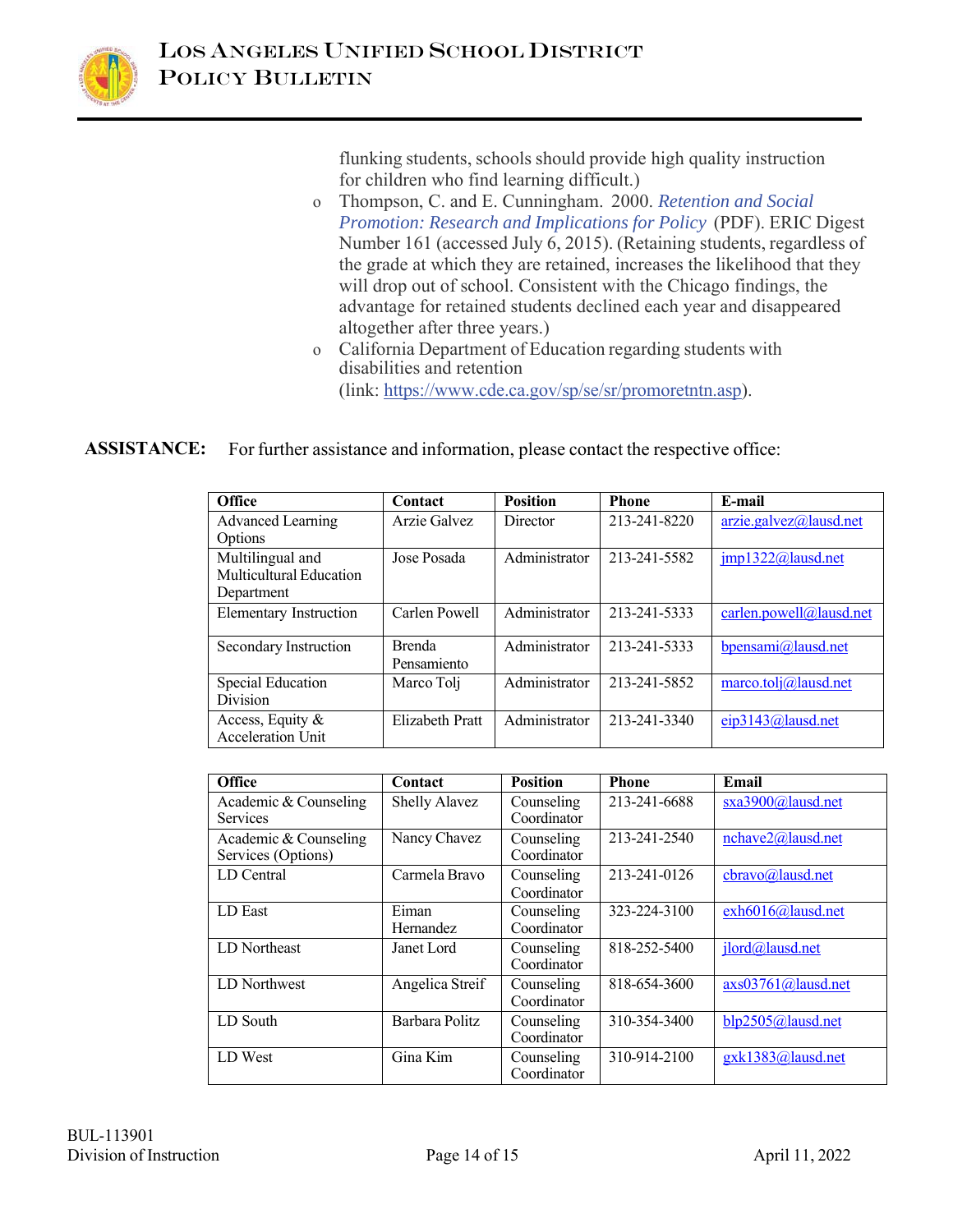flunking students, schools should provide high quality instruction for children who find learning difficult.)

- Thompson, C. and E. Cunningham. 2000. *Retention and Social Promotion: Research and Implications for Policy* (PDF). ERIC Digest Number 161 (accessed July 6, 2015). (Retaining students, regardless of the grade at which they are retained, increases the likelihood that they will drop out of school. Consistent with the Chicago findings, the advantage for retained students declined each year and disappeared altogether after three years.)
- California Department of Education regarding students with disabilities and retention (link: https://www.cde.ca.gov/sp/se/sr/promoretntn.asp).

**ASSISTANCE:** For further assistance and information, please contact the respective office:

| Office | Contact | Position | Phone | E-mail |
|---|---|---|---|---|
| Advanced Learning Options | Arzie Galvez | Director | 213-241-8220 | arzie.galvez@lausd.net |
| Multilingual and Multicultural Education Department | Jose Posada | Administrator | 213-241-5582 | jmp1322@lausd.net |
| Elementary Instruction | Carlen Powell | Administrator | 213-241-5333 | carlen.powell@lausd.net |
| Secondary Instruction | Brenda Pensamiento | Administrator | 213-241-5333 | bpensami@lausd.net |
| Special Education Division | Marco Tolj | Administrator | 213-241-5852 | marco.tolj@lausd.net |
| Access, Equity & Acceleration Unit | Elizabeth Pratt | Administrator | 213-241-3340 | eip3143@lausd.net |

| Office | Contact | Position | Phone | Email |
|---|---|---|---|---|
| Academic & Counseling Services | Shelly Alavez | Counseling Coordinator | 213-241-6688 | sxa3900@lausd.net |
| Academic & Counseling Services (Options) | Nancy Chavez | Counseling Coordinator | 213-241-2540 | nchave2@lausd.net |
| LD Central | Carmela Bravo | Counseling Coordinator | 213-241-0126 | cbravo@lausd.net |
| LD East | Eiman Hernandez | Counseling Coordinator | 323-224-3100 | exh6016@lausd.net |
| LD Northeast | Janet Lord | Counseling Coordinator | 818-252-5400 | jlord@lausd.net |
| LD Northwest | Angelica Streif | Counseling Coordinator | 818-654-3600 | axs03761@lausd.net |
| LD South | Barbara Politz | Counseling Coordinator | 310-354-3400 | blp2505@lausd.net |
| LD West | Gina Kim | Counseling Coordinator | 310-914-2100 | gxk1383@lausd.net |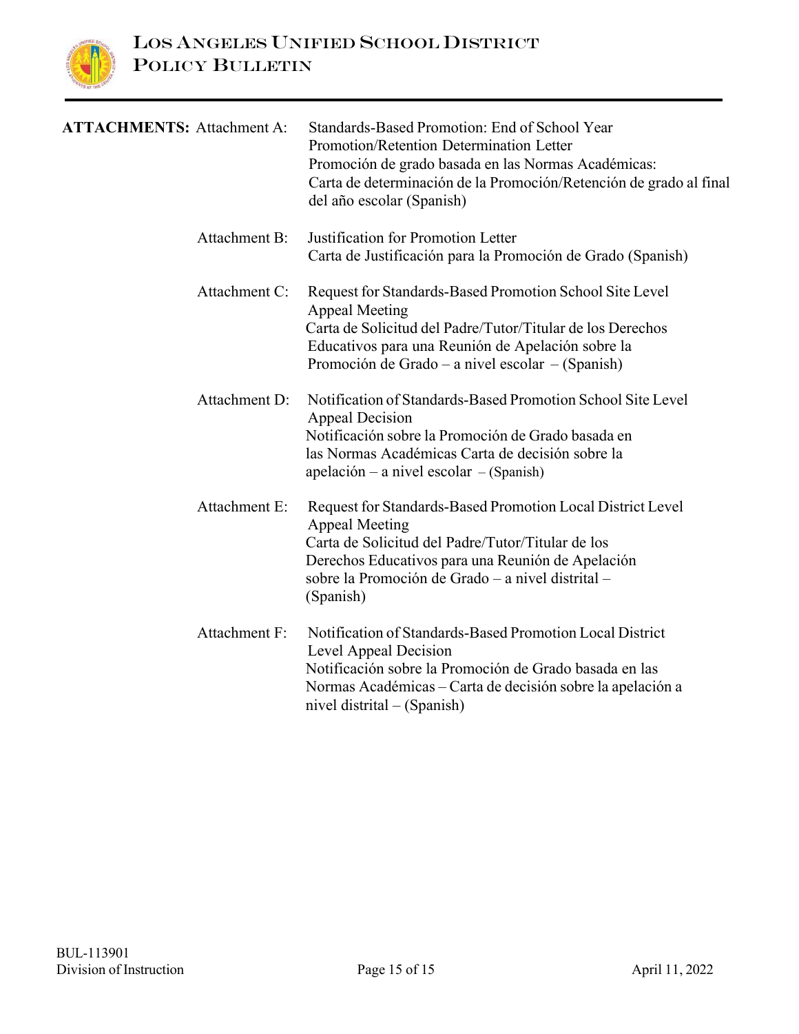**ATTACHMENTS:**

Attachment A: Standards-Based Promotion: End of School Year Promotion/Retention Determination Letter
Promoción de grado basada en las Normas Académicas: Carta de determinación de la Promoción/Retención de grado al final del año escolar (Spanish)

Attachment B: Justification for Promotion Letter
Carta de Justificación para la Promoción de Grado (Spanish)

Attachment C: Request for Standards-Based Promotion School Site Level Appeal Meeting
Carta de Solicitud del Padre/Tutor/Titular de los Derechos Educativos para una Reunión de Apelación sobre la Promoción de Grado – a nivel escolar – (Spanish)

Attachment D: Notification of Standards-Based Promotion School Site Level Appeal Decision
Notificación sobre la Promoción de Grado basada en las Normas Académicas Carta de decisión sobre la apelación – a nivel escolar – (Spanish)

Attachment E: Request for Standards-Based Promotion Local District Level Appeal Meeting
Carta de Solicitud del Padre/Tutor/Titular de los Derechos Educativos para una Reunión de Apelación sobre la Promoción de Grado – a nivel distrital – (Spanish)

Attachment F: Notification of Standards-Based Promotion Local District Level Appeal Decision
Notificación sobre la Promoción de Grado basada en las Normas Académicas – Carta de decisión sobre la apelación a nivel distrital – (Spanish)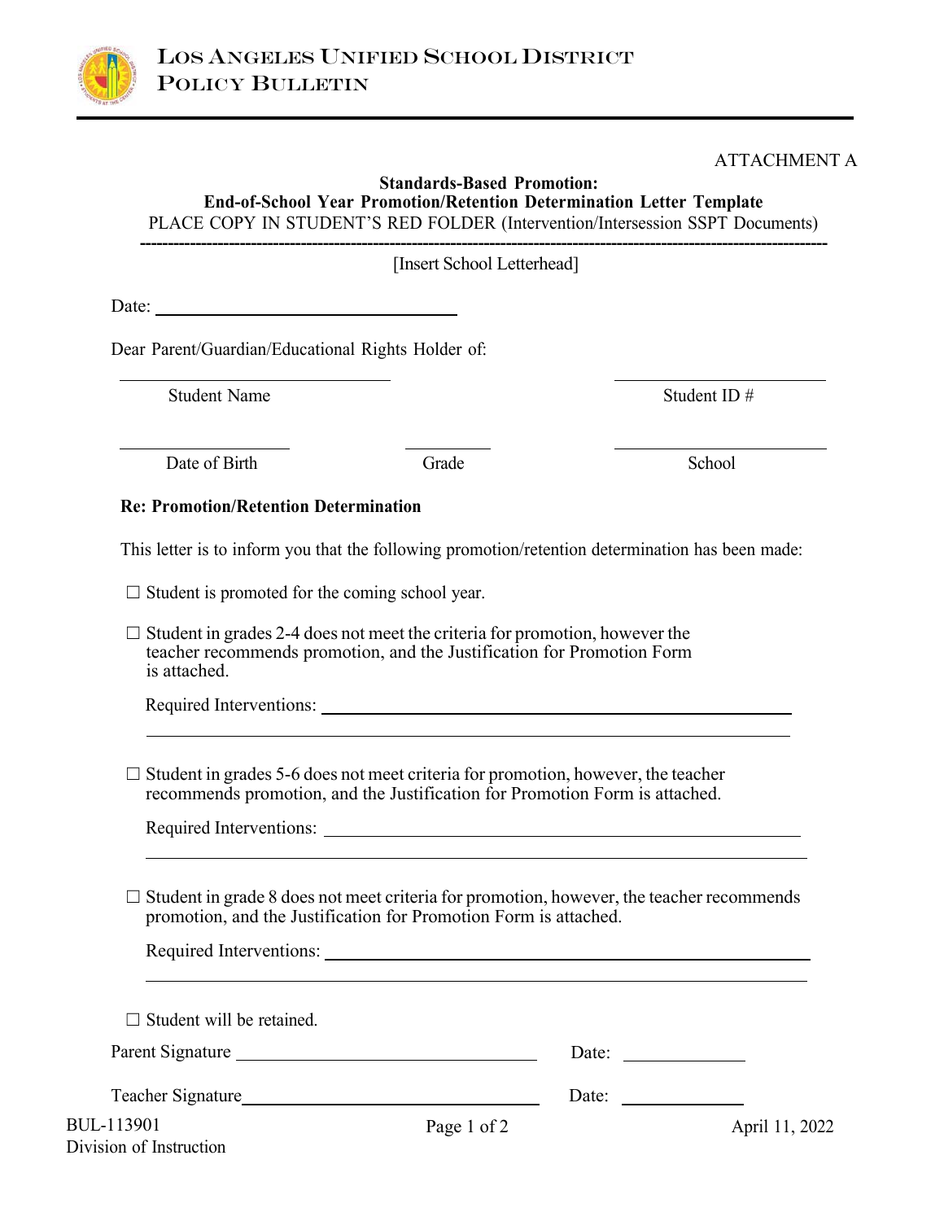ATTACHMENT A

**Standards-Based Promotion:**
**End-of-School Year Promotion/Retention Determination Letter Template**
PLACE COPY IN STUDENT'S RED FOLDER (Intervention/Intersession SSPT Documents)

---

[Insert School Letterhead]

Date: ______________________________

Dear Parent/Guardian/Educational Rights Holder of:

| ______________________ | | ______________________ |
|---|---|---|
| Student Name | | Student ID # |
| ______________________ | ____________ | ______________________ |
| Date of Birth | Grade | School |

**Re: Promotion/Retention Determination**

This letter is to inform you that the following promotion/retention determination has been made:

☐ Student is promoted for the coming school year.

☐ Student in grades 2-4 does not meet the criteria for promotion, however the teacher recommends promotion, and the Justification for Promotion Form is attached.

Required Interventions: ____________________________________________

____________________________________________________________

☐ Student in grades 5-6 does not meet criteria for promotion, however, the teacher recommends promotion, and the Justification for Promotion Form is attached.

Required Interventions: ____________________________________________

____________________________________________________________

☐ Student in grade 8 does not meet criteria for promotion, however, the teacher recommends promotion, and the Justification for Promotion Form is attached.

Required Interventions: ____________________________________________

____________________________________________________________

☐ Student will be retained.

Parent Signature ______________________________ Date: ____________

Teacher Signature ______________________________ Date: ____________

BUL-113901
Division of Instruction

April 11, 2022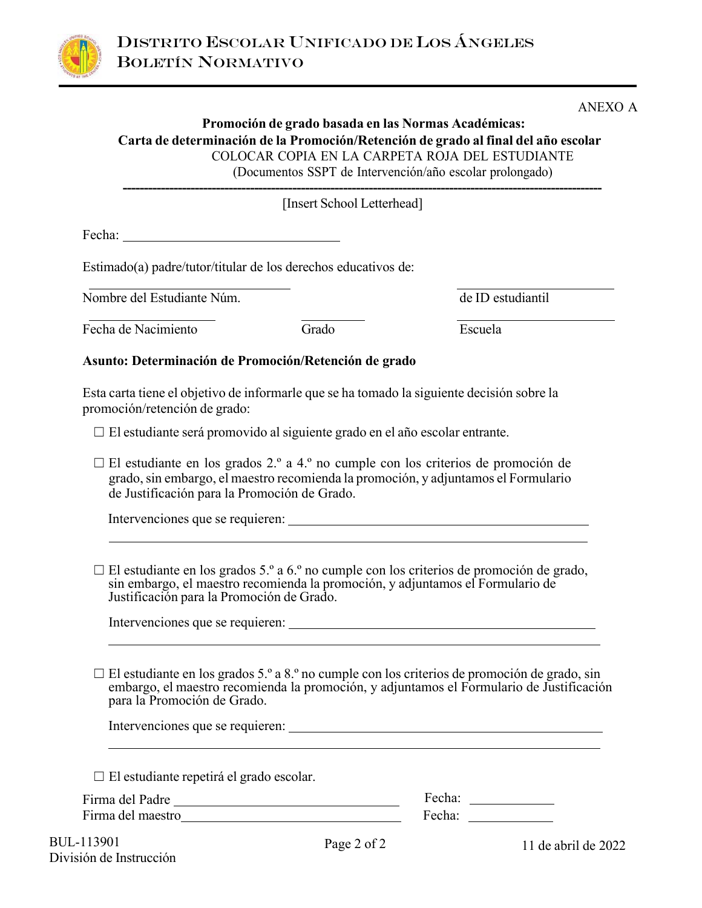ANEXO A

**Promoción de grado basada en las Normas Académicas:**
**Carta de determinación de la Promoción/Retención de grado al final del año escolar**

COLOCAR COPIA EN LA CARPETA ROJA DEL ESTUDIANTE
(Documentos SSPT de Intervención/año escolar prolongado)

---

[Insert School Letterhead]

Fecha: ______________________________

Estimado(a) padre/tutor/titular de los derechos educativos de:

______________________________ ______________________________
Nombre del Estudiante Núm. de ID estudiantil

__________________ __________ ______________________________
Fecha de Nacimiento Grado Escuela

**Asunto: Determinación de Promoción/Retención de grado**

Esta carta tiene el objetivo de informarle que se ha tomado la siguiente decisión sobre la promoción/retención de grado:

☐ El estudiante será promovido al siguiente grado en el año escolar entrante.

☐ El estudiante en los grados 2.º a 4.º no cumple con los criterios de promoción de grado, sin embargo, el maestro recomienda la promoción, y adjuntamos el Formulario de Justificación para la Promoción de Grado.

Intervenciones que se requieren: ______________________________________________
______________________________________________________________________

☐ El estudiante en los grados 5.º a 6.º no cumple con los criterios de promoción de grado, sin embargo, el maestro recomienda la promoción, y adjuntamos el Formulario de Justificación para la Promoción de Grado.

Intervenciones que se requieren: ______________________________________________
______________________________________________________________________

☐ El estudiante en los grados 5.º a 8.º no cumple con los criterios de promoción de grado, sin embargo, el maestro recomienda la promoción, y adjuntamos el Formulario de Justificación para la Promoción de Grado.

Intervenciones que se requieren: ______________________________________________
______________________________________________________________________

☐ El estudiante repetirá el grado escolar.

Firma del Padre ______________________________ Fecha: ____________
Firma del maestro______________________________ Fecha: ____________

BUL-113901
División de Instrucción

11 de abril de 2022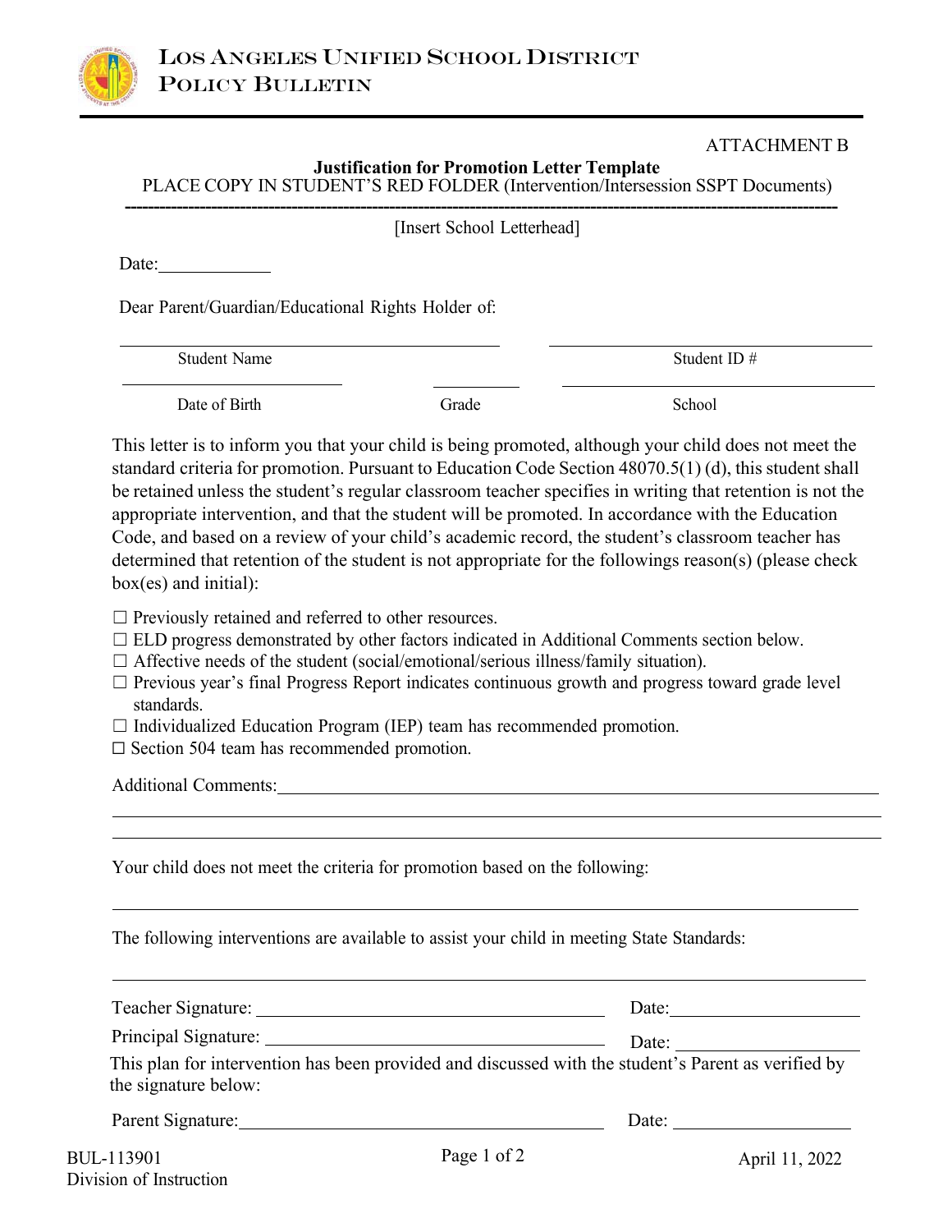ATTACHMENT B

**Justification for Promotion Letter Template**

PLACE COPY IN STUDENT'S RED FOLDER (Intervention/Intersession SSPT Documents)

---

[Insert School Letterhead]

Date:____________

Dear Parent/Guardian/Educational Rights Holder of:

| ______________________________ | ______________________________ |
|---|---|
| Student Name | Student ID # |

| ____________________ | __________ | ______________________________ |
|---|---|---|
| Date of Birth | Grade | School |

This letter is to inform you that your child is being promoted, although your child does not meet the standard criteria for promotion. Pursuant to Education Code Section 48070.5(1) (d), this student shall be retained unless the student's regular classroom teacher specifies in writing that retention is not the appropriate intervention, and that the student will be promoted. In accordance with the Education Code, and based on a review of your child's academic record, the student's classroom teacher has determined that retention of the student is not appropriate for the followings reason(s) (please check box(es) and initial):

☐ Previously retained and referred to other resources.
☐ ELD progress demonstrated by other factors indicated in Additional Comments section below.
☐ Affective needs of the student (social/emotional/serious illness/family situation).
☐ Previous year's final Progress Report indicates continuous growth and progress toward grade level standards.
☐ Individualized Education Program (IEP) team has recommended promotion.
☐ Section 504 team has recommended promotion.

Additional Comments:______________________________________________________________
______________________________________________________________________________
______________________________________________________________________________

Your child does not meet the criteria for promotion based on the following:

______________________________________________________________________________

The following interventions are available to assist your child in meeting State Standards:

______________________________________________________________________________

Teacher Signature: ______________________________ Date:____________________

Principal Signature: ______________________________ Date: ____________________

This plan for intervention has been provided and discussed with the student's Parent as verified by the signature below:

Parent Signature:______________________________ Date: ____________________

BUL-113901
Division of Instruction

April 11, 2022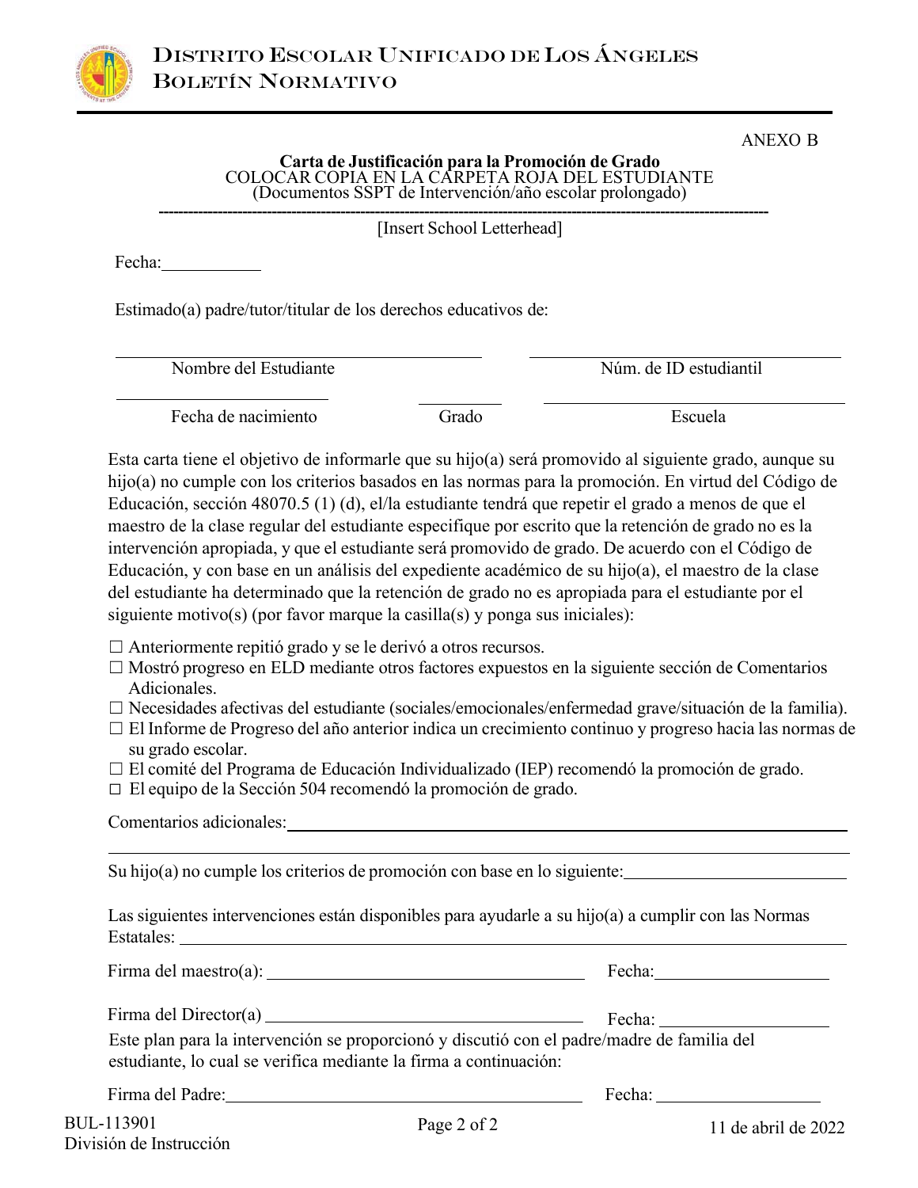ANEXO B

**Carta de Justificación para la Promoción de Grado**
COLOCAR COPIA EN LA CARPETA ROJA DEL ESTUDIANTE
(Documentos SSPT de Intervención/año escolar prolongado)

---

[Insert School Letterhead]

Fecha:___________

Estimado(a) padre/tutor/titular de los derechos educativos de:

| ____________________________ | ____________________________ |
|---|---|
| Nombre del Estudiante | Núm. de ID estudiantil |

| ____________________ | __________ | ____________________________ |
|---|---|---|
| Fecha de nacimiento | Grado | Escuela |

Esta carta tiene el objetivo de informarle que su hijo(a) será promovido al siguiente grado, aunque su hijo(a) no cumple con los criterios basados en las normas para la promoción. En virtud del Código de Educación, sección 48070.5 (1) (d), el/la estudiante tendrá que repetir el grado a menos de que el maestro de la clase regular del estudiante especifique por escrito que la retención de grado no es la intervención apropiada, y que el estudiante será promovido de grado. De acuerdo con el Código de Educación, y con base en un análisis del expediente académico de su hijo(a), el maestro de la clase del estudiante ha determinado que la retención de grado no es apropiada para el estudiante por el siguiente motivo(s) (por favor marque la casilla(s) y ponga sus iniciales):

- ☐ Anteriormente repitió grado y se le derivó a otros recursos.
- ☐ Mostró progreso en ELD mediante otros factores expuestos en la siguiente sección de Comentarios Adicionales.
- ☐ Necesidades afectivas del estudiante (sociales/emocionales/enfermedad grave/situación de la familia).
- ☐ El Informe de Progreso del año anterior indica un crecimiento continuo y progreso hacia las normas de su grado escolar.
- ☐ El comité del Programa de Educación Individualizado (IEP) recomendó la promoción de grado.
- ☐ El equipo de la Sección 504 recomendó la promoción de grado.

Comentarios adicionales:_______________________________________________

______________________________________________________________________

Su hijo(a) no cumple los criterios de promoción con base en lo siguiente:____________________

Las siguientes intervenciones están disponibles para ayudarle a su hijo(a) a cumplir con las Normas Estatales: ______________________________________________

Firma del maestro(a): ______________________________ Fecha:________________

Firma del Director(a) ______________________________ Fecha: ________________

Este plan para la intervención se proporcionó y discutió con el padre/madre de familia del estudiante, lo cual se verifica mediante la firma a continuación:

Firma del Padre:______________________________ Fecha: ________________

BUL-113901
División de Instrucción

11 de abril de 2022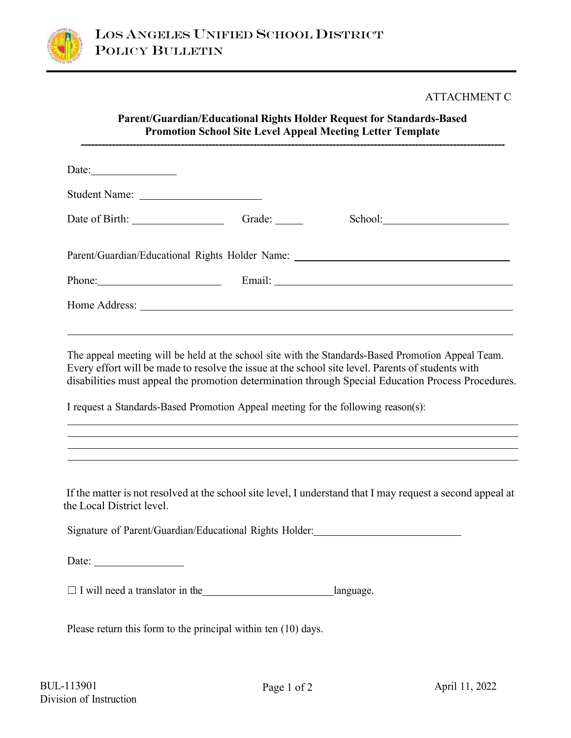ATTACHMENT C

**Parent/Guardian/Educational Rights Holder Request for Standards-Based Promotion School Site Level Appeal Meeting Letter Template**

---

Date: ______________

Student Name: ______________________

Date of Birth: ______________ Grade: _____ School: ______________________

Parent/Guardian/Educational Rights Holder Name: ________________________________________

Phone: ______________________ Email: ________________________________________

Home Address: ____________________________________________________________

____________________________________________________________________________

The appeal meeting will be held at the school site with the Standards-Based Promotion Appeal Team. Every effort will be made to resolve the issue at the school site level. Parents of students with disabilities must appeal the promotion determination through Special Education Process Procedures.

I request a Standards-Based Promotion Appeal meeting for the following reason(s):

____________________________________________________________________________

____________________________________________________________________________

____________________________________________________________________________

____________________________________________________________________________

If the matter is not resolved at the school site level, I understand that I may request a second appeal at the Local District level.

Signature of Parent/Guardian/Educational Rights Holder: ____________________________

Date: ______________

☐ I will need a translator in the ______________________ language.

Please return this form to the principal within ten (10) days.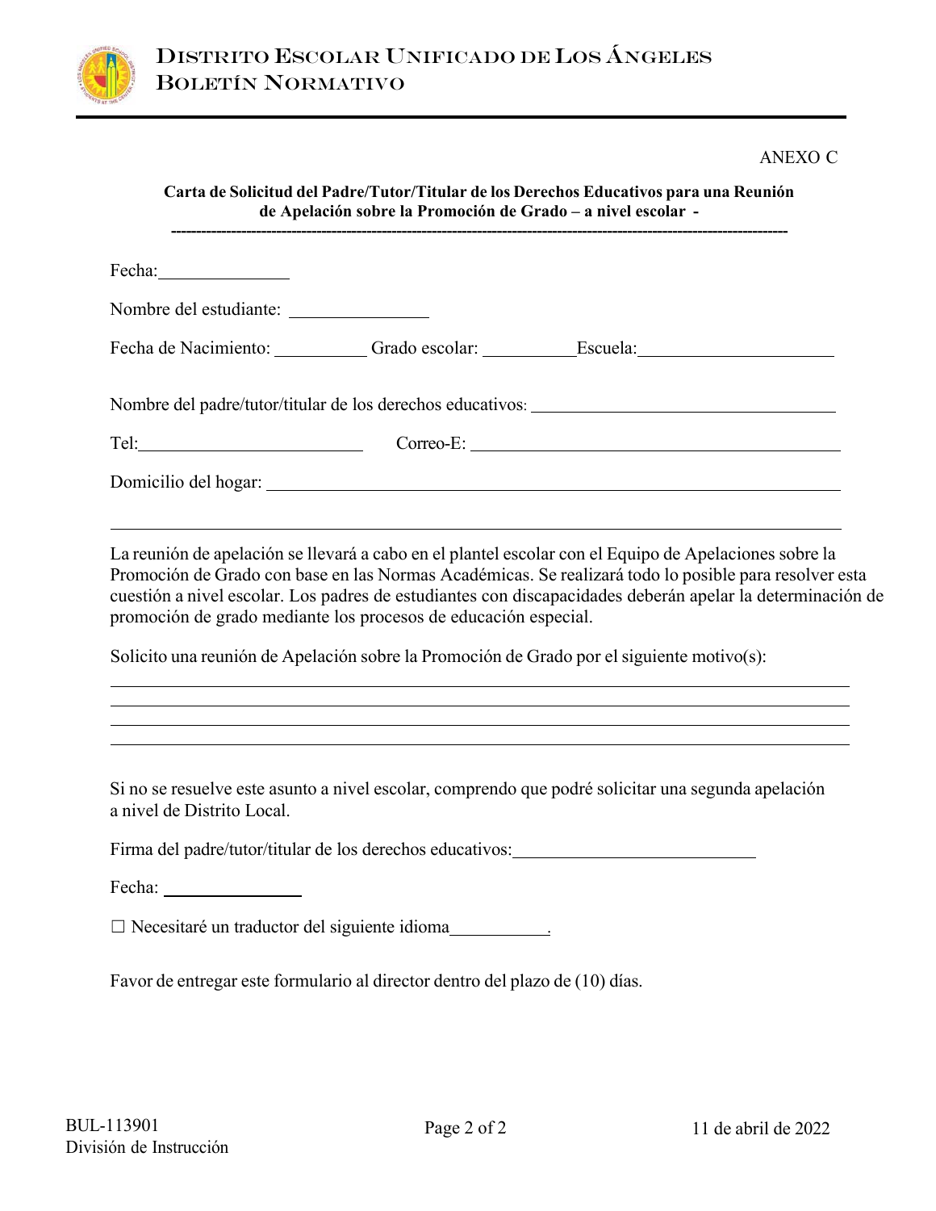ANEXO C

**Carta de Solicitud del Padre/Tutor/Titular de los Derechos Educativos para una Reunión de Apelación sobre la Promoción de Grado – a nivel escolar -**

---

Fecha:______________

Nombre del estudiante: ______________

Fecha de Nacimiento: __________ Grado escolar: __________ Escuela:____________________

Nombre del padre/tutor/titular de los derechos educativos: ________________________________

Tel:______________________ Correo-E: ________________________________________

Domicilio del hogar: ____________________________________________________________

____________________________________________________________________________

La reunión de apelación se llevará a cabo en el plantel escolar con el Equipo de Apelaciones sobre la Promoción de Grado con base en las Normas Académicas. Se realizará todo lo posible para resolver esta cuestión a nivel escolar. Los padres de estudiantes con discapacidades deberán apelar la determinación de promoción de grado mediante los procesos de educación especial.

Solicito una reunión de Apelación sobre la Promoción de Grado por el siguiente motivo(s):

____________________________________________________________________________

____________________________________________________________________________

____________________________________________________________________________

____________________________________________________________________________

Si no se resuelve este asunto a nivel escolar, comprendo que podré solicitar una segunda apelación a nivel de Distrito Local.

Firma del padre/tutor/titular de los derechos educativos:__________________________

Fecha: ______________

☐ Necesitaré un traductor del siguiente idioma__________.

Favor de entregar este formulario al director dentro del plazo de (10) días.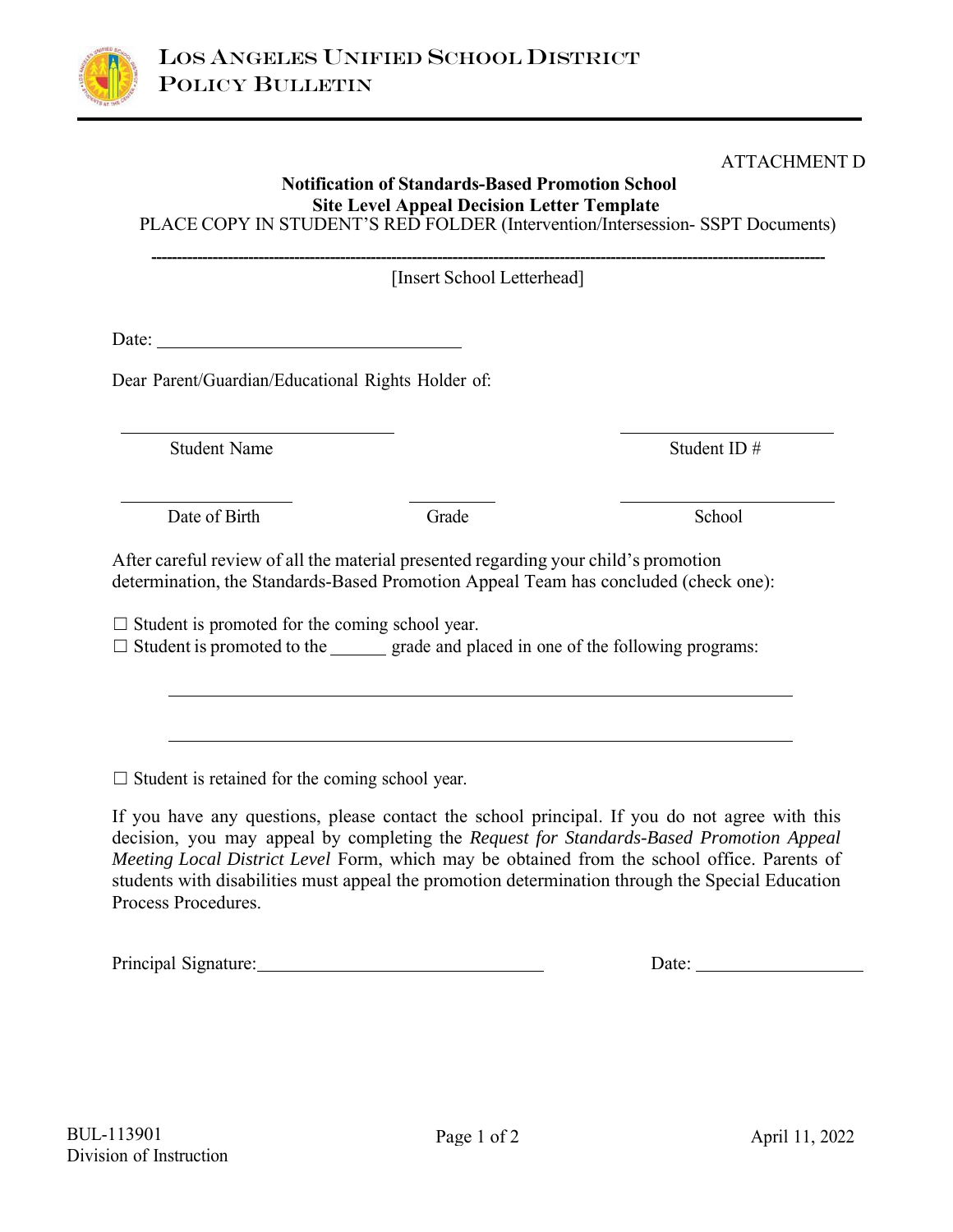ATTACHMENT D

**Notification of Standards-Based Promotion School**
**Site Level Appeal Decision Letter Template**
PLACE COPY IN STUDENT'S RED FOLDER (Intervention/Intersession- SSPT Documents)

---

[Insert School Letterhead]

Date: ______________________________

Dear Parent/Guardian/Educational Rights Holder of:

| | | |
|---|---|---|
| ___________________________ | | _____________________ |
| Student Name | | Student ID # |
| _________________ | _________ | _____________________ |
| Date of Birth | Grade | School |

After careful review of all the material presented regarding your child's promotion determination, the Standards-Based Promotion Appeal Team has concluded (check one):

☐ Student is promoted for the coming school year.
☐ Student is promoted to the ______ grade and placed in one of the following programs:

_______________________________________________________________

_______________________________________________________________

☐ Student is retained for the coming school year.

If you have any questions, please contact the school principal. If you do not agree with this decision, you may appeal by completing the *Request for Standards-Based Promotion Appeal Meeting Local District Level* Form, which may be obtained from the school office. Parents of students with disabilities must appeal the promotion determination through the Special Education Process Procedures.

Principal Signature: ______________________________ Date: ________________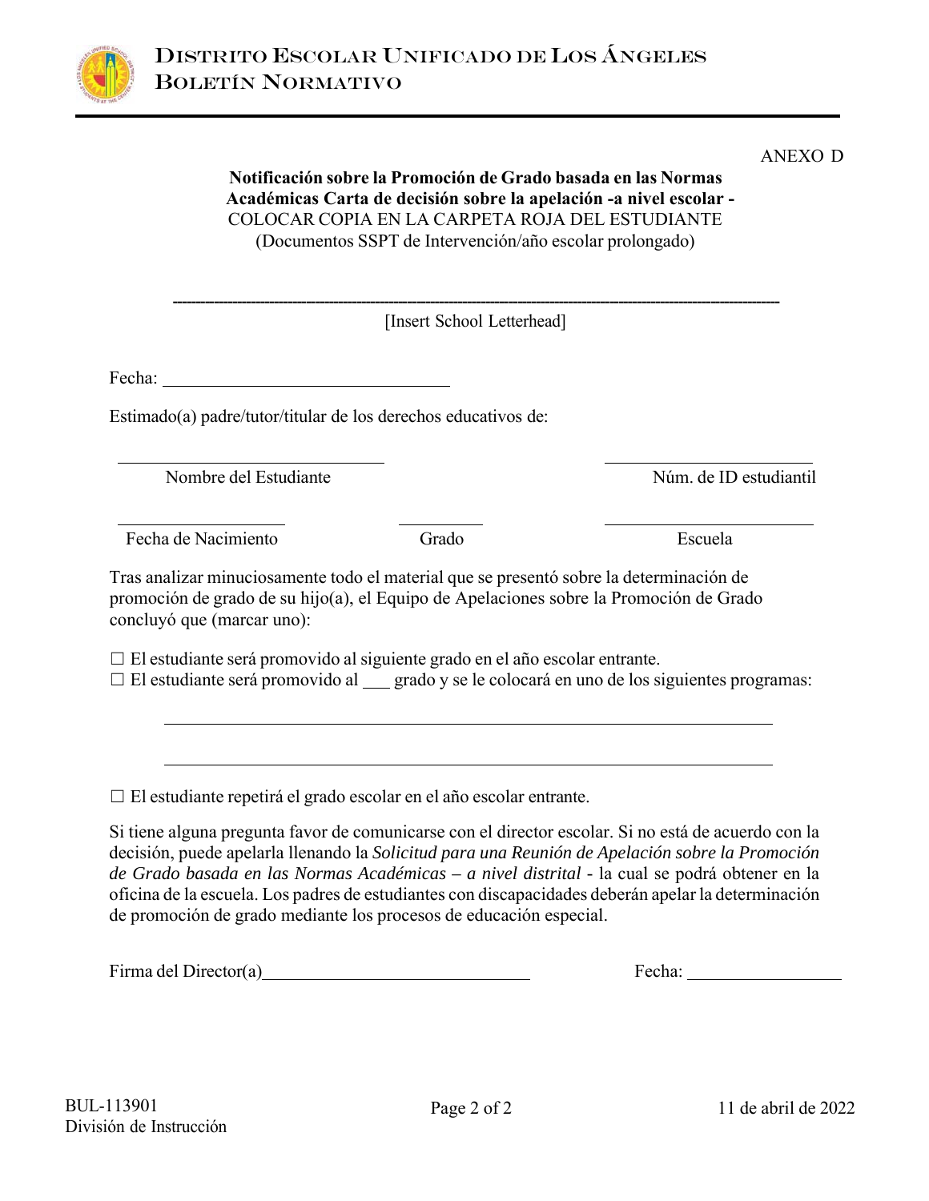ANEXO D

**Notificación sobre la Promoción de Grado basada en las Normas Académicas Carta de decisión sobre la apelación -a nivel escolar -**
COLOCAR COPIA EN LA CARPETA ROJA DEL ESTUDIANTE
(Documentos SSPT de Intervención/año escolar prolongado)

---

[Insert School Letterhead]

Fecha: ______________________________

Estimado(a) padre/tutor/titular de los derechos educativos de:

| ______________________________ | | ______________________________ |
|---|---|---|
| Nombre del Estudiante | | Núm. de ID estudiantil |
| ____________________ | __________ | ______________________________ |
| Fecha de Nacimiento | Grado | Escuela |

Tras analizar minuciosamente todo el material que se presentó sobre la determinación de promoción de grado de su hijo(a), el Equipo de Apelaciones sobre la Promoción de Grado concluyó que (marcar uno):

☐ El estudiante será promovido al siguiente grado en el año escolar entrante.
☐ El estudiante será promovido al ___ grado y se le colocará en uno de los siguientes programas:

______________________________________________________________________

______________________________________________________________________

☐ El estudiante repetirá el grado escolar en el año escolar entrante.

Si tiene alguna pregunta favor de comunicarse con el director escolar. Si no está de acuerdo con la decisión, puede apelarla llenando la *Solicitud para una Reunión de Apelación sobre la Promoción de Grado basada en las Normas Académicas – a nivel distrital* - la cual se podrá obtener en la oficina de la escuela. Los padres de estudiantes con discapacidades deberán apelar la determinación de promoción de grado mediante los procesos de educación especial.

Firma del Director(a)______________________________ Fecha: ________________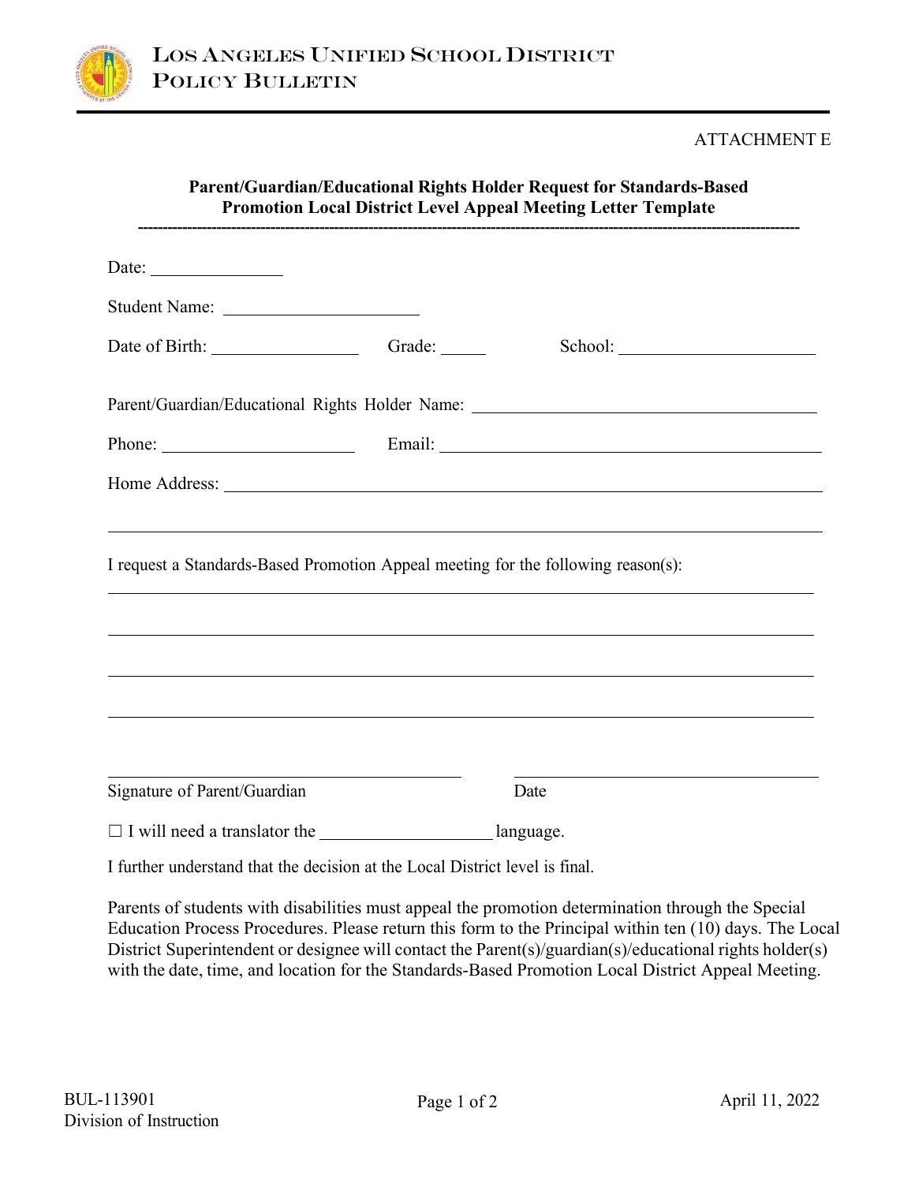ATTACHMENT E

**Parent/Guardian/Educational Rights Holder Request for Standards-Based Promotion Local District Level Appeal Meeting Letter Template**

---

Date: ______________

Student Name: ______________________

Date of Birth: ________________ Grade: _____ School: ______________________

Parent/Guardian/Educational Rights Holder Name: ________________________________________

Phone: ______________________ Email: ________________________________________

Home Address: ____________________________________________________________

____________________________________________________________

I request a Standards-Based Promotion Appeal meeting for the following reason(s):

____________________________________________________________

____________________________________________________________

____________________________________________________________

____________________________________________________________

________________________________________ ________________________________________

Signature of Parent/Guardian Date

☐ I will need a translator the __________________ language.

I further understand that the decision at the Local District level is final.

Parents of students with disabilities must appeal the promotion determination through the Special Education Process Procedures. Please return this form to the Principal within ten (10) days. The Local District Superintendent or designee will contact the Parent(s)/guardian(s)/educational rights holder(s) with the date, time, and location for the Standards-Based Promotion Local District Appeal Meeting.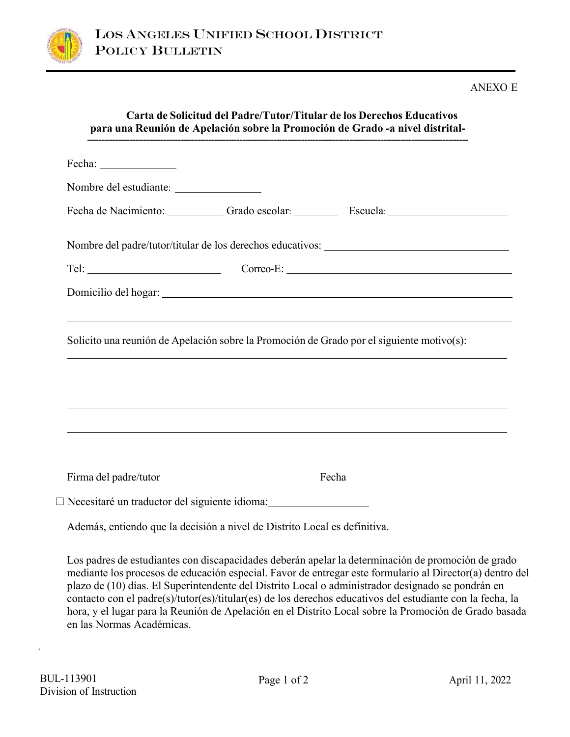ANEXO E

**Carta de Solicitud del Padre/Tutor/Titular de los Derechos Educativos para una Reunión de Apelación sobre la Promoción de Grado -a nivel distrital-**

Fecha: _______________

Nombre del estudiante: ________________

Fecha de Nacimiento: __________ Grado escolar: ________ Escuela: ______________________

Nombre del padre/tutor/titular de los derechos educativos: ______________________________

Tel: ________________________ Correo-E: ____________________________________________

Domicilio del hogar: ____________________________________________________________

__________________________________________________________________________

Solicito una reunión de Apelación sobre la Promoción de Grado por el siguiente motivo(s):

__________________________________________________________________________

__________________________________________________________________________

__________________________________________________________________________

__________________________________________________________________________

________________________________________ ________________________________________
Firma del padre/tutor Fecha

☐ Necesitaré un traductor del siguiente idioma:__________________

Además, entiendo que la decisión a nivel de Distrito Local es definitiva.

Los padres de estudiantes con discapacidades deberán apelar la determinación de promoción de grado mediante los procesos de educación especial. Favor de entregar este formulario al Director(a) dentro del plazo de (10) días. El Superintendente del Distrito Local o administrador designado se pondrán en contacto con el padre(s)/tutor(es)/titular(es) de los derechos educativos del estudiante con la fecha, la hora, y el lugar para la Reunión de Apelación en el Distrito Local sobre la Promoción de Grado basada en las Normas Académicas.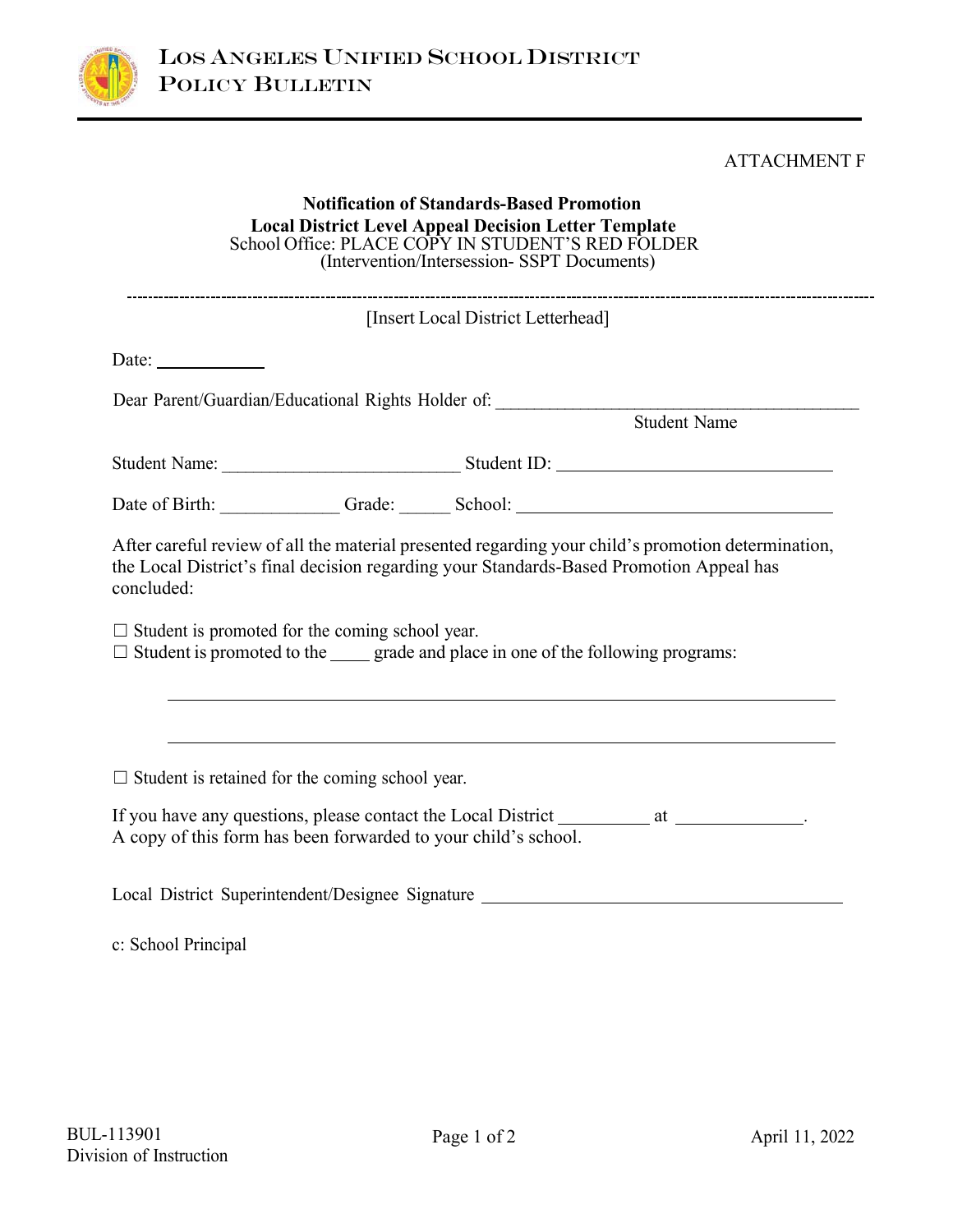ATTACHMENT F

**Notification of Standards-Based Promotion**
**Local District Level Appeal Decision Letter Template**
School Office: PLACE COPY IN STUDENT'S RED FOLDER
(Intervention/Intersession- SSPT Documents)

---

[Insert Local District Letterhead]

Date: ___________

Dear Parent/Guardian/Educational Rights Holder of: ________________________________________
Student Name

Student Name: __________________________ Student ID: ____________________________

Date of Birth: _____________ Grade: ______ School: __________________________________

After careful review of all the material presented regarding your child's promotion determination, the Local District's final decision regarding your Standards-Based Promotion Appeal has concluded:

☐ Student is promoted for the coming school year.
☐ Student is promoted to the ____ grade and place in one of the following programs:

______________________________________________________________________________

______________________________________________________________________________

☐ Student is retained for the coming school year.

If you have any questions, please contact the Local District __________ at _____________.
A copy of this form has been forwarded to your child's school.

Local District Superintendent/Designee Signature ______________________________________

c: School Principal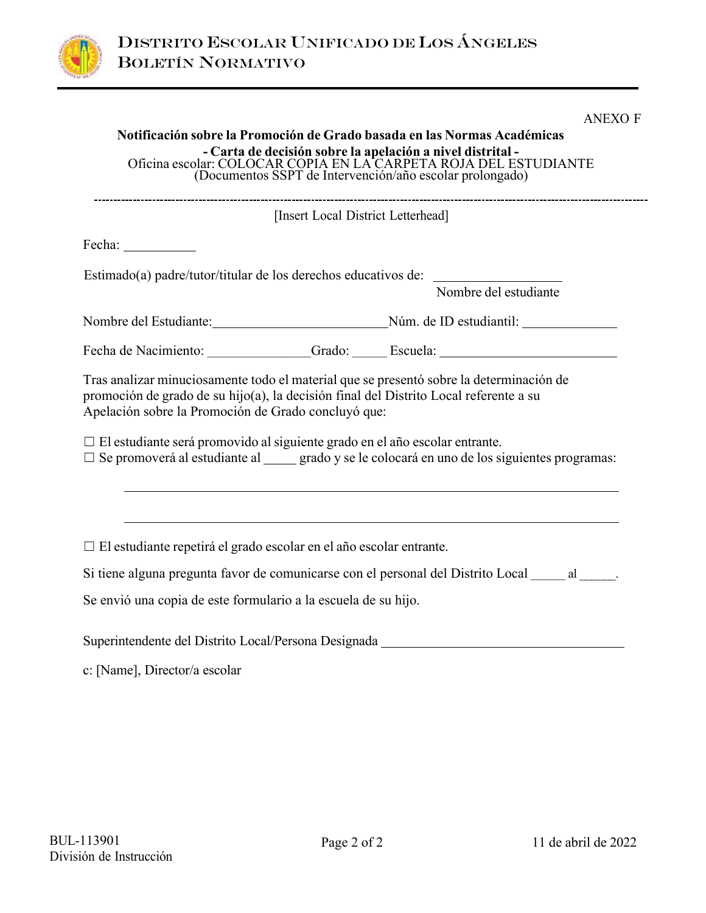ANEXO F

**Notificación sobre la Promoción de Grado basada en las Normas Académicas**
**- Carta de decisión sobre la apelación a nivel distrital -**
Oficina escolar: COLOCAR COPIA EN LA CARPETA ROJA DEL ESTUDIANTE
(Documentos SSPT de Intervención/año escolar prolongado)

---

[Insert Local District Letterhead]

Fecha: ___________

Estimado(a) padre/tutor/titular de los derechos educativos de: ___________________
Nombre del estudiante

Nombre del Estudiante:___________________________Núm. de ID estudiantil: ______________

Fecha de Nacimiento: _______________Grado: _____ Escuela: ___________________________

Tras analizar minuciosamente todo el material que se presentó sobre la determinación de promoción de grado de su hijo(a), la decisión final del Distrito Local referente a su Apelación sobre la Promoción de Grado concluyó que:

☐ El estudiante será promovido al siguiente grado en el año escolar entrante.
☐ Se promoverá al estudiante al _____ grado y se le colocará en uno de los siguientes programas:

________________________________________________________________________

________________________________________________________________________

☐ El estudiante repetirá el grado escolar en el año escolar entrante.

Si tiene alguna pregunta favor de comunicarse con el personal del Distrito Local _____ al _____.

Se envió una copia de este formulario a la escuela de su hijo.

Superintendente del Distrito Local/Persona Designada ____________________________________

c: [Name], Director/a escolar